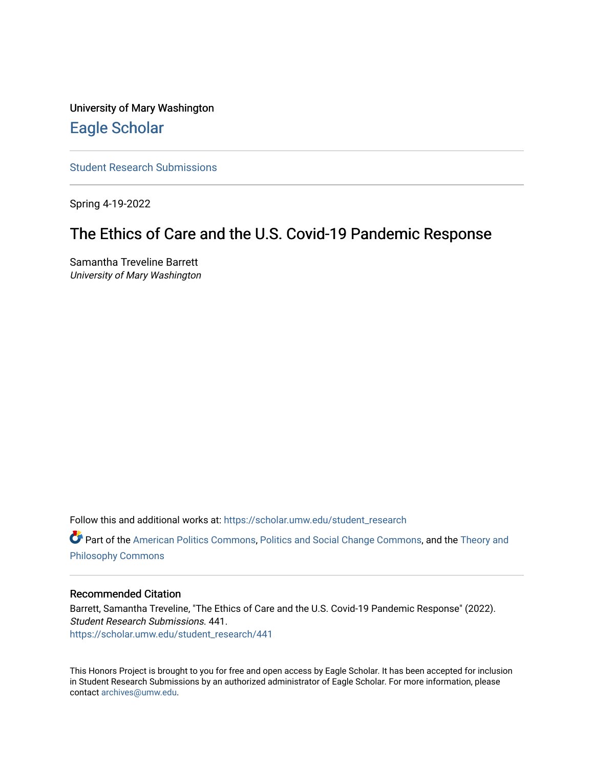University of Mary Washington

## Eagle Scholar

Student Research Submissions

Spring 4-19-2022

# The Ethics of Care and the U.S. Covid-19 Pandemic Response

Samantha Treveline Barrett
*University of Mary Washington*

Follow this and additional works at: https://scholar.umw.edu/student_research

Part of the American Politics Commons, Politics and Social Change Commons, and the Theory and Philosophy Commons

### Recommended Citation

Barrett, Samantha Treveline, "The Ethics of Care and the U.S. Covid-19 Pandemic Response" (2022). *Student Research Submissions*. 441.
https://scholar.umw.edu/student_research/441

This Honors Project is brought to you for free and open access by Eagle Scholar. It has been accepted for inclusion in Student Research Submissions by an authorized administrator of Eagle Scholar. For more information, please contact archives@umw.edu.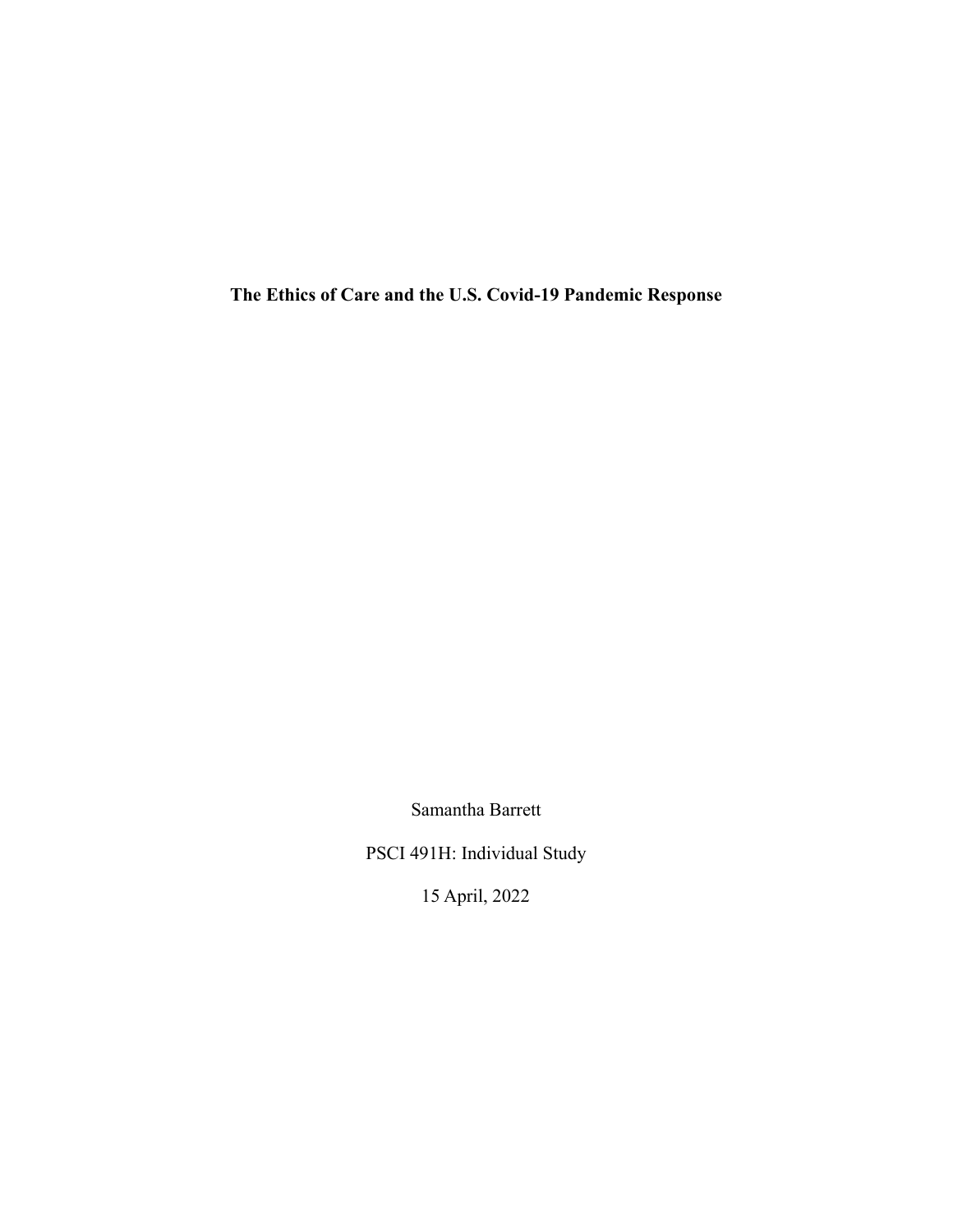**The Ethics of Care and the U.S. Covid-19 Pandemic Response**

Samantha Barrett

PSCI 491H: Individual Study

15 April, 2022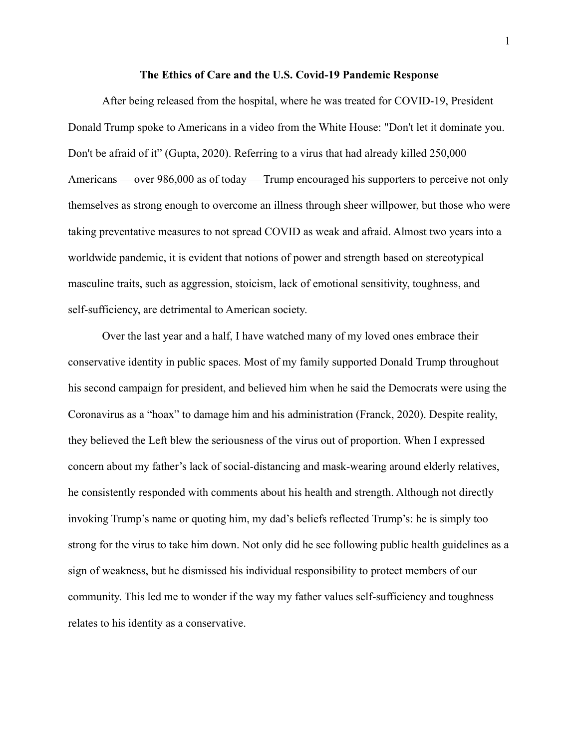**The Ethics of Care and the U.S. Covid-19 Pandemic Response**

After being released from the hospital, where he was treated for COVID-19, President Donald Trump spoke to Americans in a video from the White House: "Don't let it dominate you. Don't be afraid of it" (Gupta, 2020). Referring to a virus that had already killed 250,000 Americans — over 986,000 as of today — Trump encouraged his supporters to perceive not only themselves as strong enough to overcome an illness through sheer willpower, but those who were taking preventative measures to not spread COVID as weak and afraid. Almost two years into a worldwide pandemic, it is evident that notions of power and strength based on stereotypical masculine traits, such as aggression, stoicism, lack of emotional sensitivity, toughness, and self-sufficiency, are detrimental to American society.

Over the last year and a half, I have watched many of my loved ones embrace their conservative identity in public spaces. Most of my family supported Donald Trump throughout his second campaign for president, and believed him when he said the Democrats were using the Coronavirus as a "hoax" to damage him and his administration (Franck, 2020). Despite reality, they believed the Left blew the seriousness of the virus out of proportion. When I expressed concern about my father's lack of social-distancing and mask-wearing around elderly relatives, he consistently responded with comments about his health and strength. Although not directly invoking Trump's name or quoting him, my dad's beliefs reflected Trump's: he is simply too strong for the virus to take him down. Not only did he see following public health guidelines as a sign of weakness, but he dismissed his individual responsibility to protect members of our community. This led me to wonder if the way my father values self-sufficiency and toughness relates to his identity as a conservative.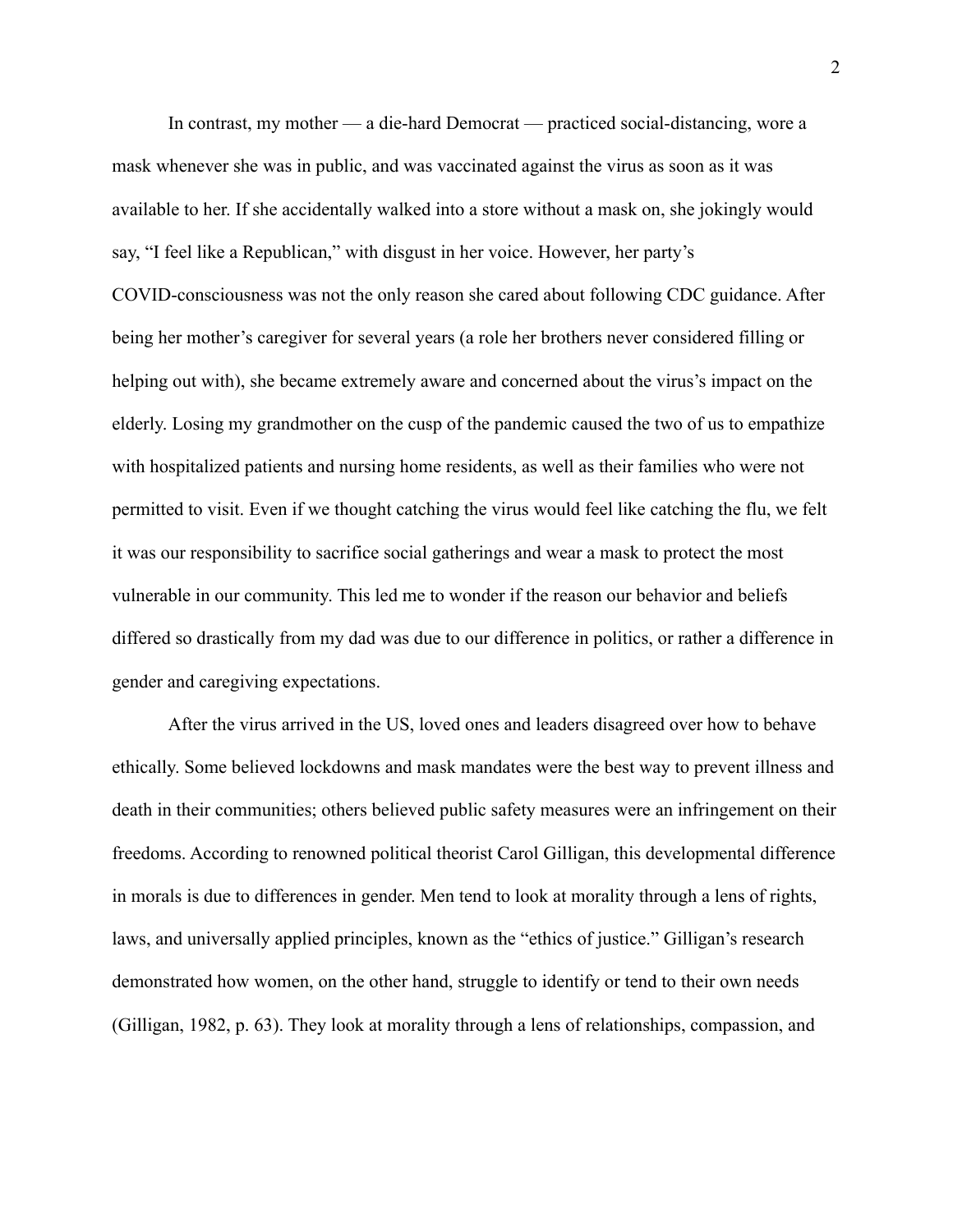In contrast, my mother — a die-hard Democrat — practiced social-distancing, wore a mask whenever she was in public, and was vaccinated against the virus as soon as it was available to her. If she accidentally walked into a store without a mask on, she jokingly would say, "I feel like a Republican," with disgust in her voice. However, her party's COVID-consciousness was not the only reason she cared about following CDC guidance. After being her mother's caregiver for several years (a role her brothers never considered filling or helping out with), she became extremely aware and concerned about the virus's impact on the elderly. Losing my grandmother on the cusp of the pandemic caused the two of us to empathize with hospitalized patients and nursing home residents, as well as their families who were not permitted to visit. Even if we thought catching the virus would feel like catching the flu, we felt it was our responsibility to sacrifice social gatherings and wear a mask to protect the most vulnerable in our community. This led me to wonder if the reason our behavior and beliefs differed so drastically from my dad was due to our difference in politics, or rather a difference in gender and caregiving expectations.

After the virus arrived in the US, loved ones and leaders disagreed over how to behave ethically. Some believed lockdowns and mask mandates were the best way to prevent illness and death in their communities; others believed public safety measures were an infringement on their freedoms. According to renowned political theorist Carol Gilligan, this developmental difference in morals is due to differences in gender. Men tend to look at morality through a lens of rights, laws, and universally applied principles, known as the "ethics of justice." Gilligan's research demonstrated how women, on the other hand, struggle to identify or tend to their own needs (Gilligan, 1982, p. 63). They look at morality through a lens of relationships, compassion, and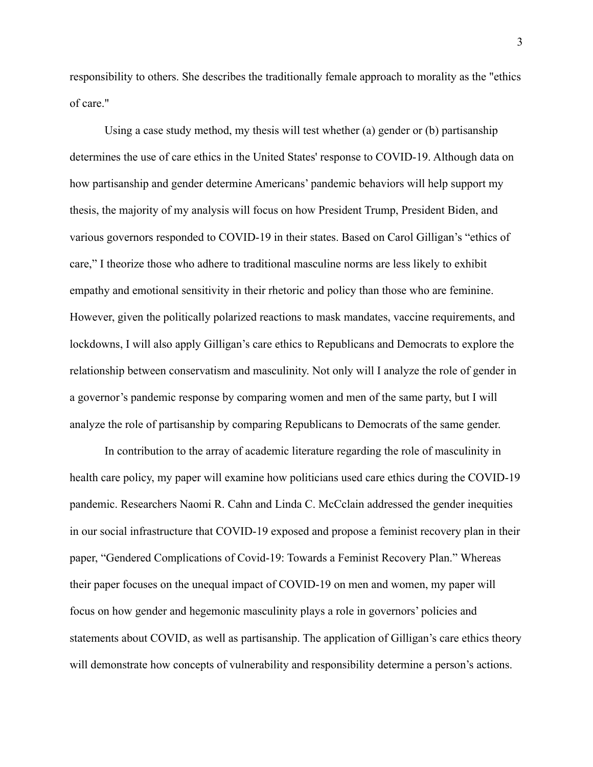responsibility to others. She describes the traditionally female approach to morality as the "ethics of care."

Using a case study method, my thesis will test whether (a) gender or (b) partisanship determines the use of care ethics in the United States' response to COVID-19. Although data on how partisanship and gender determine Americans' pandemic behaviors will help support my thesis, the majority of my analysis will focus on how President Trump, President Biden, and various governors responded to COVID-19 in their states. Based on Carol Gilligan's "ethics of care," I theorize those who adhere to traditional masculine norms are less likely to exhibit empathy and emotional sensitivity in their rhetoric and policy than those who are feminine. However, given the politically polarized reactions to mask mandates, vaccine requirements, and lockdowns, I will also apply Gilligan's care ethics to Republicans and Democrats to explore the relationship between conservatism and masculinity. Not only will I analyze the role of gender in a governor's pandemic response by comparing women and men of the same party, but I will analyze the role of partisanship by comparing Republicans to Democrats of the same gender.

In contribution to the array of academic literature regarding the role of masculinity in health care policy, my paper will examine how politicians used care ethics during the COVID-19 pandemic. Researchers Naomi R. Cahn and Linda C. McCclain addressed the gender inequities in our social infrastructure that COVID-19 exposed and propose a feminist recovery plan in their paper, "Gendered Complications of Covid-19: Towards a Feminist Recovery Plan." Whereas their paper focuses on the unequal impact of COVID-19 on men and women, my paper will focus on how gender and hegemonic masculinity plays a role in governors' policies and statements about COVID, as well as partisanship. The application of Gilligan's care ethics theory will demonstrate how concepts of vulnerability and responsibility determine a person's actions.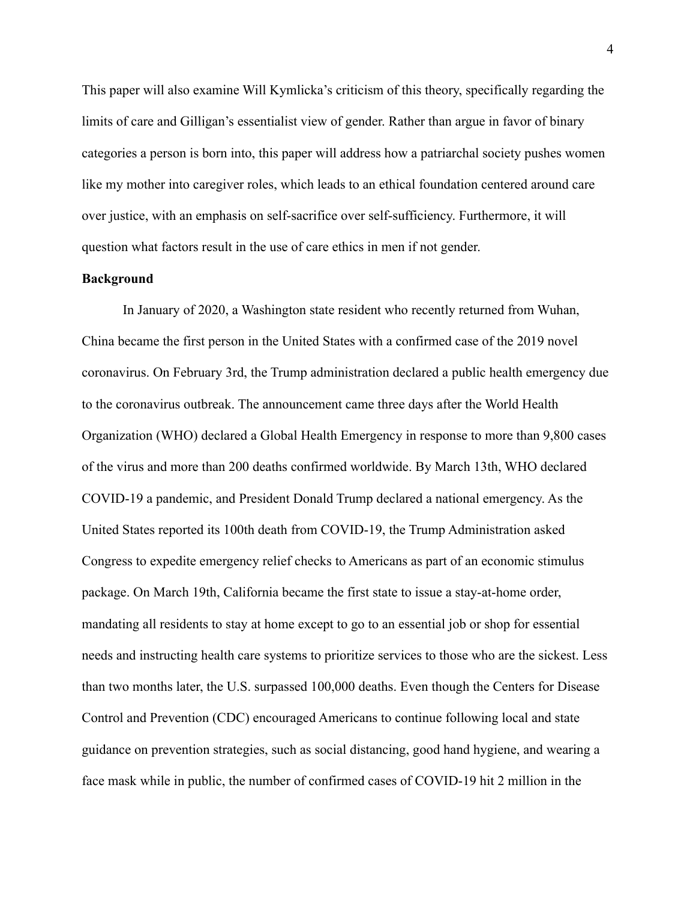This paper will also examine Will Kymlicka's criticism of this theory, specifically regarding the limits of care and Gilligan's essentialist view of gender. Rather than argue in favor of binary categories a person is born into, this paper will address how a patriarchal society pushes women like my mother into caregiver roles, which leads to an ethical foundation centered around care over justice, with an emphasis on self-sacrifice over self-sufficiency. Furthermore, it will question what factors result in the use of care ethics in men if not gender.

**Background**

In January of 2020, a Washington state resident who recently returned from Wuhan, China became the first person in the United States with a confirmed case of the 2019 novel coronavirus. On February 3rd, the Trump administration declared a public health emergency due to the coronavirus outbreak. The announcement came three days after the World Health Organization (WHO) declared a Global Health Emergency in response to more than 9,800 cases of the virus and more than 200 deaths confirmed worldwide. By March 13th, WHO declared COVID-19 a pandemic, and President Donald Trump declared a national emergency. As the United States reported its 100th death from COVID-19, the Trump Administration asked Congress to expedite emergency relief checks to Americans as part of an economic stimulus package. On March 19th, California became the first state to issue a stay-at-home order, mandating all residents to stay at home except to go to an essential job or shop for essential needs and instructing health care systems to prioritize services to those who are the sickest. Less than two months later, the U.S. surpassed 100,000 deaths. Even though the Centers for Disease Control and Prevention (CDC) encouraged Americans to continue following local and state guidance on prevention strategies, such as social distancing, good hand hygiene, and wearing a face mask while in public, the number of confirmed cases of COVID-19 hit 2 million in the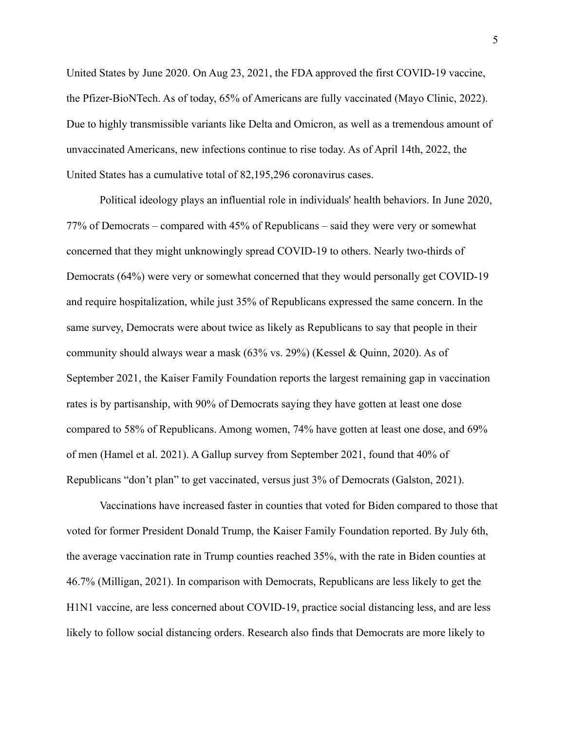United States by June 2020. On Aug 23, 2021, the FDA approved the first COVID-19 vaccine, the Pfizer-BioNTech. As of today, 65% of Americans are fully vaccinated (Mayo Clinic, 2022). Due to highly transmissible variants like Delta and Omicron, as well as a tremendous amount of unvaccinated Americans, new infections continue to rise today. As of April 14th, 2022, the United States has a cumulative total of 82,195,296 coronavirus cases.

Political ideology plays an influential role in individuals' health behaviors. In June 2020, 77% of Democrats – compared with 45% of Republicans – said they were very or somewhat concerned that they might unknowingly spread COVID-19 to others. Nearly two-thirds of Democrats (64%) were very or somewhat concerned that they would personally get COVID-19 and require hospitalization, while just 35% of Republicans expressed the same concern. In the same survey, Democrats were about twice as likely as Republicans to say that people in their community should always wear a mask (63% vs. 29%) (Kessel & Quinn, 2020). As of September 2021, the Kaiser Family Foundation reports the largest remaining gap in vaccination rates is by partisanship, with 90% of Democrats saying they have gotten at least one dose compared to 58% of Republicans. Among women, 74% have gotten at least one dose, and 69% of men (Hamel et al. 2021). A Gallup survey from September 2021, found that 40% of Republicans "don't plan" to get vaccinated, versus just 3% of Democrats (Galston, 2021).

Vaccinations have increased faster in counties that voted for Biden compared to those that voted for former President Donald Trump, the Kaiser Family Foundation reported. By July 6th, the average vaccination rate in Trump counties reached 35%, with the rate in Biden counties at 46.7% (Milligan, 2021). In comparison with Democrats, Republicans are less likely to get the H1N1 vaccine, are less concerned about COVID-19, practice social distancing less, and are less likely to follow social distancing orders. Research also finds that Democrats are more likely to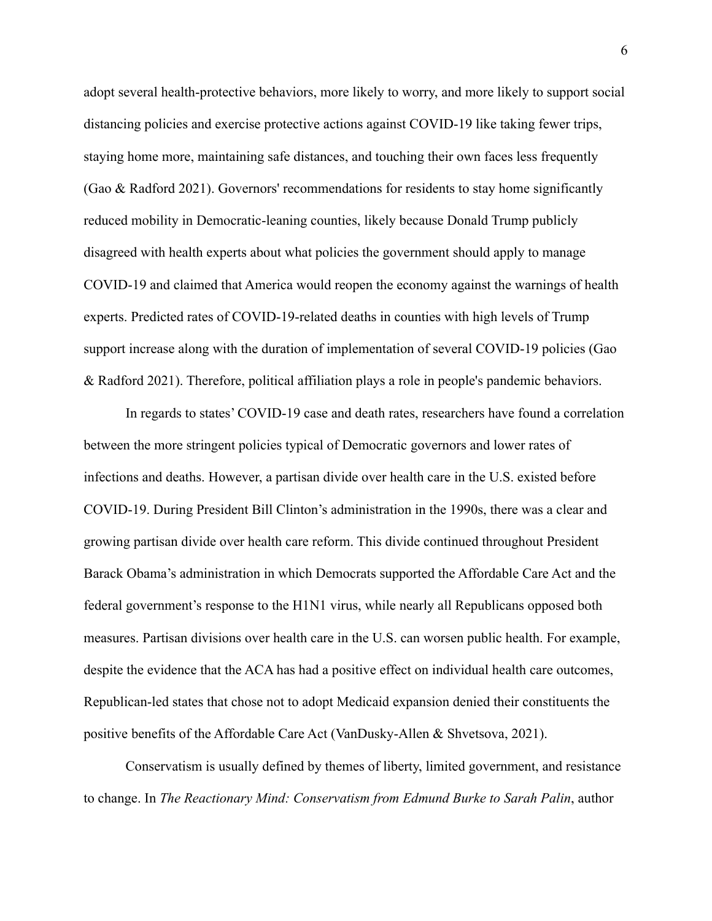adopt several health-protective behaviors, more likely to worry, and more likely to support social distancing policies and exercise protective actions against COVID-19 like taking fewer trips, staying home more, maintaining safe distances, and touching their own faces less frequently (Gao & Radford 2021). Governors' recommendations for residents to stay home significantly reduced mobility in Democratic-leaning counties, likely because Donald Trump publicly disagreed with health experts about what policies the government should apply to manage COVID-19 and claimed that America would reopen the economy against the warnings of health experts. Predicted rates of COVID-19-related deaths in counties with high levels of Trump support increase along with the duration of implementation of several COVID-19 policies (Gao & Radford 2021). Therefore, political affiliation plays a role in people's pandemic behaviors.

In regards to states' COVID-19 case and death rates, researchers have found a correlation between the more stringent policies typical of Democratic governors and lower rates of infections and deaths. However, a partisan divide over health care in the U.S. existed before COVID-19. During President Bill Clinton's administration in the 1990s, there was a clear and growing partisan divide over health care reform. This divide continued throughout President Barack Obama's administration in which Democrats supported the Affordable Care Act and the federal government's response to the H1N1 virus, while nearly all Republicans opposed both measures. Partisan divisions over health care in the U.S. can worsen public health. For example, despite the evidence that the ACA has had a positive effect on individual health care outcomes, Republican-led states that chose not to adopt Medicaid expansion denied their constituents the positive benefits of the Affordable Care Act (VanDusky-Allen & Shvetsova, 2021).

Conservatism is usually defined by themes of liberty, limited government, and resistance to change. In *The Reactionary Mind: Conservatism from Edmund Burke to Sarah Palin*, author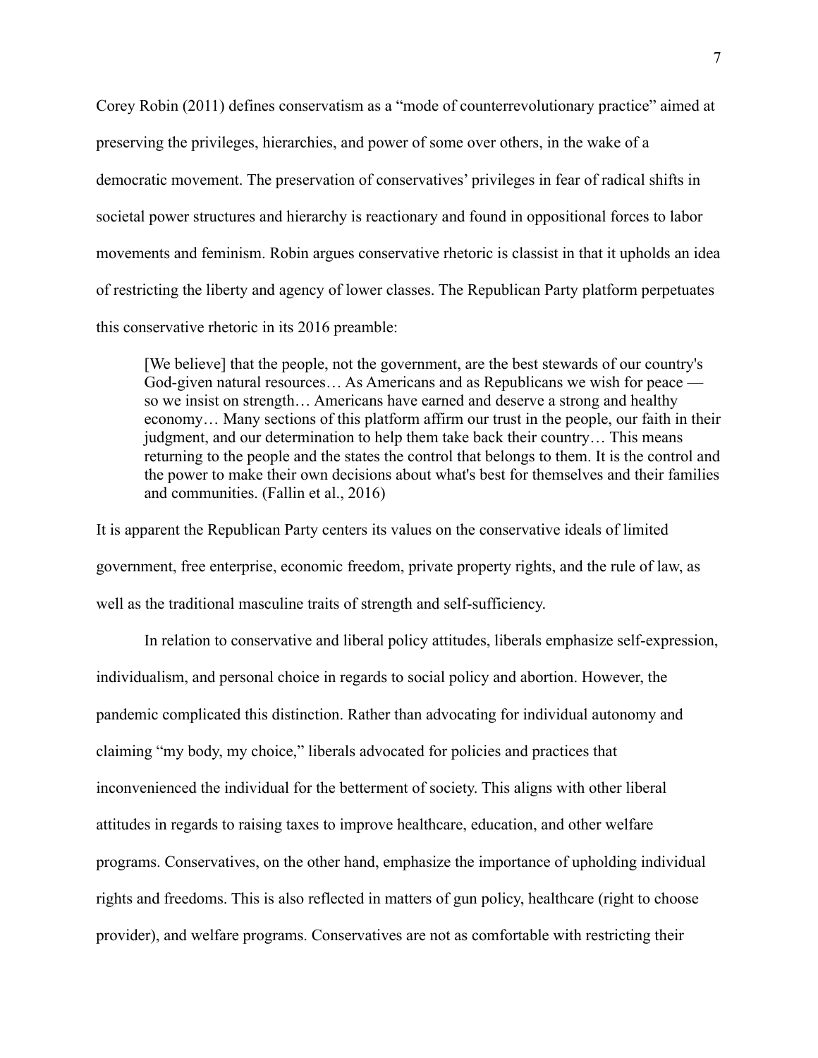Corey Robin (2011) defines conservatism as a "mode of counterrevolutionary practice" aimed at preserving the privileges, hierarchies, and power of some over others, in the wake of a democratic movement. The preservation of conservatives' privileges in fear of radical shifts in societal power structures and hierarchy is reactionary and found in oppositional forces to labor movements and feminism. Robin argues conservative rhetoric is classist in that it upholds an idea of restricting the liberty and agency of lower classes. The Republican Party platform perpetuates this conservative rhetoric in its 2016 preamble:

> [We believe] that the people, not the government, are the best stewards of our country's God-given natural resources… As Americans and as Republicans we wish for peace — so we insist on strength… Americans have earned and deserve a strong and healthy economy… Many sections of this platform affirm our trust in the people, our faith in their judgment, and our determination to help them take back their country… This means returning to the people and the states the control that belongs to them. It is the control and the power to make their own decisions about what's best for themselves and their families and communities. (Fallin et al., 2016)

It is apparent the Republican Party centers its values on the conservative ideals of limited government, free enterprise, economic freedom, private property rights, and the rule of law, as well as the traditional masculine traits of strength and self-sufficiency.

In relation to conservative and liberal policy attitudes, liberals emphasize self-expression, individualism, and personal choice in regards to social policy and abortion. However, the pandemic complicated this distinction. Rather than advocating for individual autonomy and claiming "my body, my choice," liberals advocated for policies and practices that inconvenienced the individual for the betterment of society. This aligns with other liberal attitudes in regards to raising taxes to improve healthcare, education, and other welfare programs. Conservatives, on the other hand, emphasize the importance of upholding individual rights and freedoms. This is also reflected in matters of gun policy, healthcare (right to choose provider), and welfare programs. Conservatives are not as comfortable with restricting their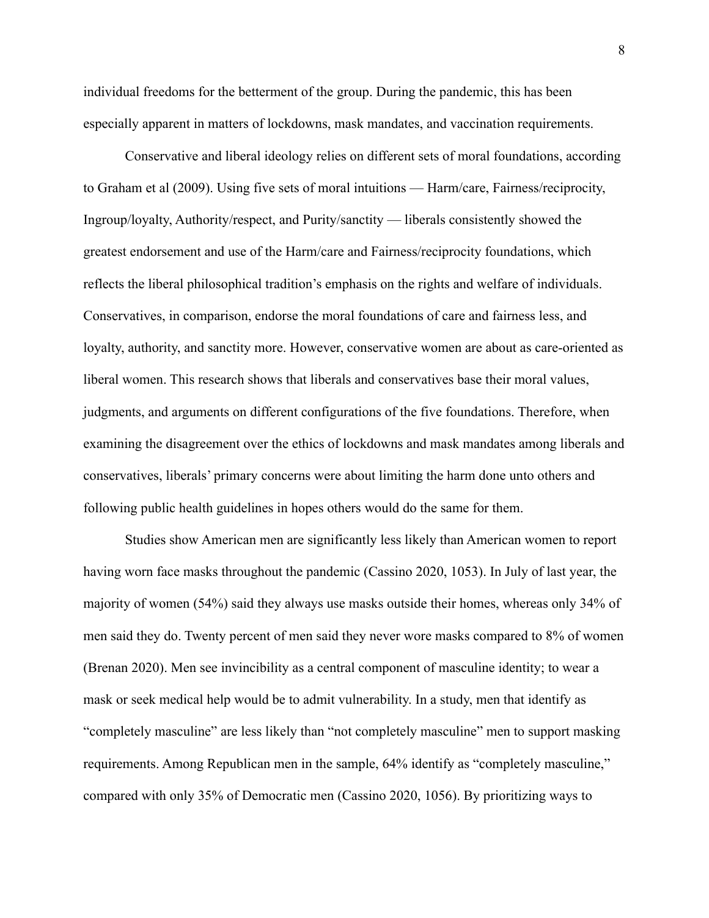individual freedoms for the betterment of the group. During the pandemic, this has been especially apparent in matters of lockdowns, mask mandates, and vaccination requirements.

Conservative and liberal ideology relies on different sets of moral foundations, according to Graham et al (2009). Using five sets of moral intuitions — Harm/care, Fairness/reciprocity, Ingroup/loyalty, Authority/respect, and Purity/sanctity — liberals consistently showed the greatest endorsement and use of the Harm/care and Fairness/reciprocity foundations, which reflects the liberal philosophical tradition's emphasis on the rights and welfare of individuals. Conservatives, in comparison, endorse the moral foundations of care and fairness less, and loyalty, authority, and sanctity more. However, conservative women are about as care-oriented as liberal women. This research shows that liberals and conservatives base their moral values, judgments, and arguments on different configurations of the five foundations. Therefore, when examining the disagreement over the ethics of lockdowns and mask mandates among liberals and conservatives, liberals' primary concerns were about limiting the harm done unto others and following public health guidelines in hopes others would do the same for them.

Studies show American men are significantly less likely than American women to report having worn face masks throughout the pandemic (Cassino 2020, 1053). In July of last year, the majority of women (54%) said they always use masks outside their homes, whereas only 34% of men said they do. Twenty percent of men said they never wore masks compared to 8% of women (Brenan 2020). Men see invincibility as a central component of masculine identity; to wear a mask or seek medical help would be to admit vulnerability. In a study, men that identify as "completely masculine" are less likely than "not completely masculine" men to support masking requirements. Among Republican men in the sample, 64% identify as "completely masculine," compared with only 35% of Democratic men (Cassino 2020, 1056). By prioritizing ways to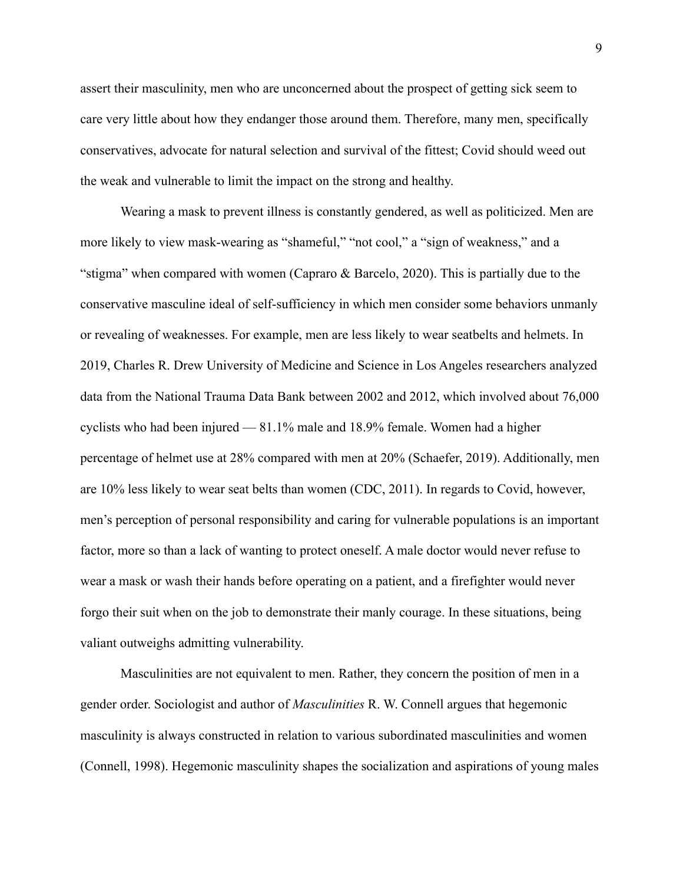assert their masculinity, men who are unconcerned about the prospect of getting sick seem to care very little about how they endanger those around them. Therefore, many men, specifically conservatives, advocate for natural selection and survival of the fittest; Covid should weed out the weak and vulnerable to limit the impact on the strong and healthy.

Wearing a mask to prevent illness is constantly gendered, as well as politicized. Men are more likely to view mask-wearing as "shameful," "not cool," a "sign of weakness," and a "stigma" when compared with women (Capraro & Barcelo, 2020). This is partially due to the conservative masculine ideal of self-sufficiency in which men consider some behaviors unmanly or revealing of weaknesses. For example, men are less likely to wear seatbelts and helmets. In 2019, Charles R. Drew University of Medicine and Science in Los Angeles researchers analyzed data from the National Trauma Data Bank between 2002 and 2012, which involved about 76,000 cyclists who had been injured — 81.1% male and 18.9% female. Women had a higher percentage of helmet use at 28% compared with men at 20% (Schaefer, 2019). Additionally, men are 10% less likely to wear seat belts than women (CDC, 2011). In regards to Covid, however, men's perception of personal responsibility and caring for vulnerable populations is an important factor, more so than a lack of wanting to protect oneself. A male doctor would never refuse to wear a mask or wash their hands before operating on a patient, and a firefighter would never forgo their suit when on the job to demonstrate their manly courage. In these situations, being valiant outweighs admitting vulnerability.

Masculinities are not equivalent to men. Rather, they concern the position of men in a gender order. Sociologist and author of *Masculinities* R. W. Connell argues that hegemonic masculinity is always constructed in relation to various subordinated masculinities and women (Connell, 1998). Hegemonic masculinity shapes the socialization and aspirations of young males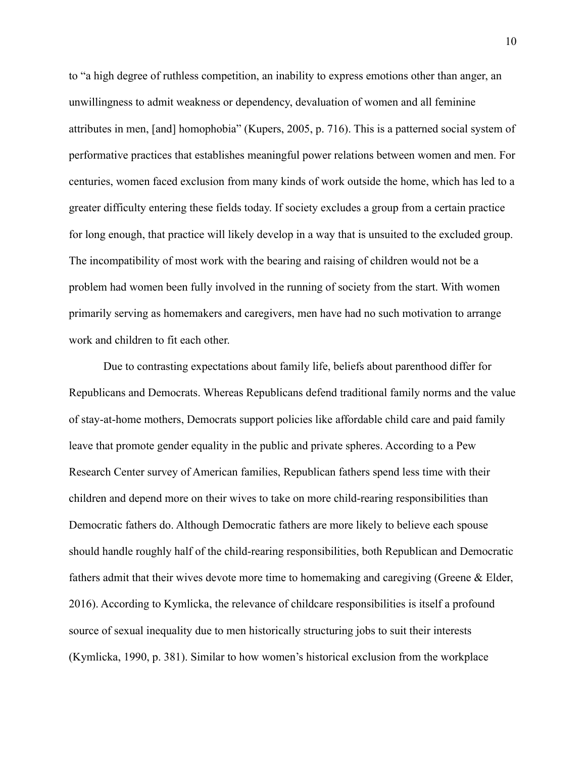to "a high degree of ruthless competition, an inability to express emotions other than anger, an unwillingness to admit weakness or dependency, devaluation of women and all feminine attributes in men, [and] homophobia" (Kupers, 2005, p. 716). This is a patterned social system of performative practices that establishes meaningful power relations between women and men. For centuries, women faced exclusion from many kinds of work outside the home, which has led to a greater difficulty entering these fields today. If society excludes a group from a certain practice for long enough, that practice will likely develop in a way that is unsuited to the excluded group. The incompatibility of most work with the bearing and raising of children would not be a problem had women been fully involved in the running of society from the start. With women primarily serving as homemakers and caregivers, men have had no such motivation to arrange work and children to fit each other.

Due to contrasting expectations about family life, beliefs about parenthood differ for Republicans and Democrats. Whereas Republicans defend traditional family norms and the value of stay-at-home mothers, Democrats support policies like affordable child care and paid family leave that promote gender equality in the public and private spheres. According to a Pew Research Center survey of American families, Republican fathers spend less time with their children and depend more on their wives to take on more child-rearing responsibilities than Democratic fathers do. Although Democratic fathers are more likely to believe each spouse should handle roughly half of the child-rearing responsibilities, both Republican and Democratic fathers admit that their wives devote more time to homemaking and caregiving (Greene & Elder, 2016). According to Kymlicka, the relevance of childcare responsibilities is itself a profound source of sexual inequality due to men historically structuring jobs to suit their interests (Kymlicka, 1990, p. 381). Similar to how women's historical exclusion from the workplace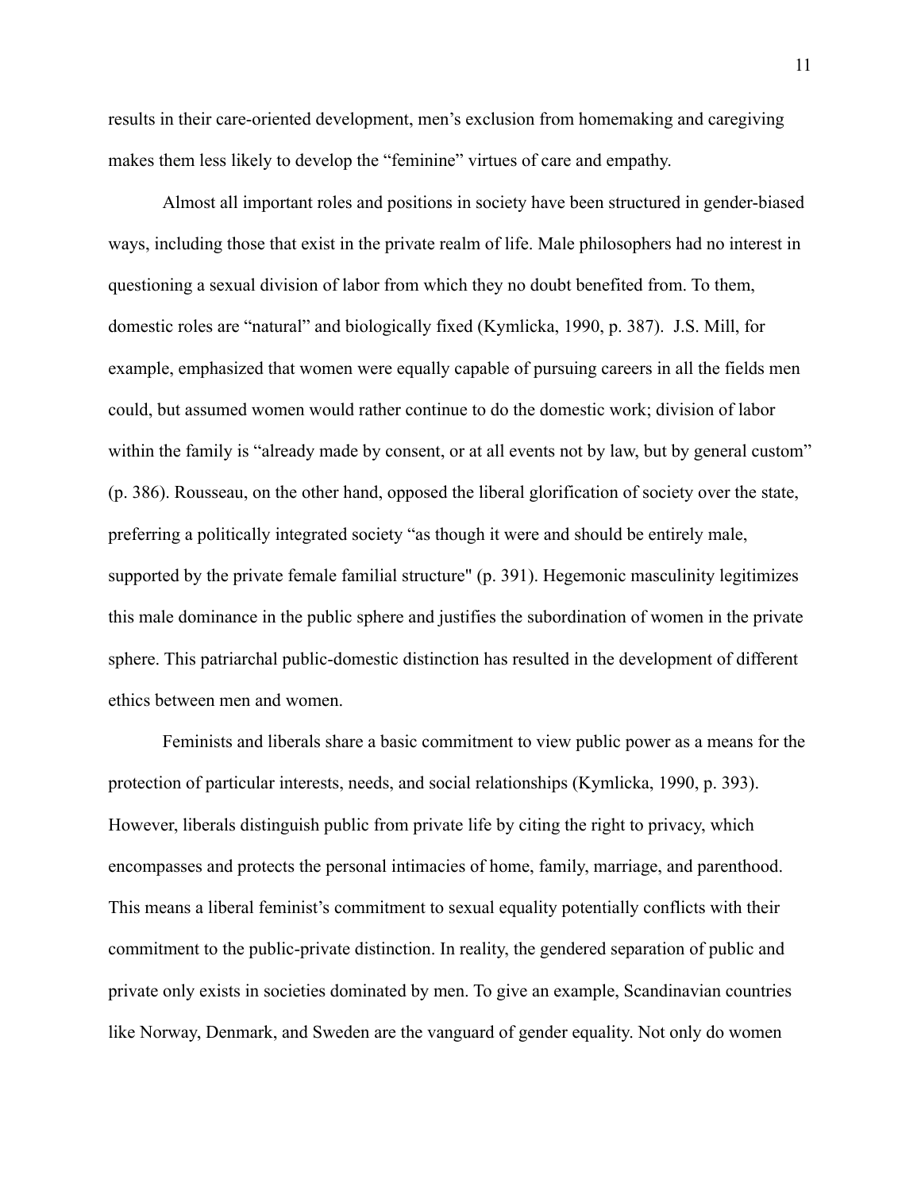results in their care-oriented development, men's exclusion from homemaking and caregiving makes them less likely to develop the "feminine" virtues of care and empathy.

Almost all important roles and positions in society have been structured in gender-biased ways, including those that exist in the private realm of life. Male philosophers had no interest in questioning a sexual division of labor from which they no doubt benefited from. To them, domestic roles are "natural" and biologically fixed (Kymlicka, 1990, p. 387). J.S. Mill, for example, emphasized that women were equally capable of pursuing careers in all the fields men could, but assumed women would rather continue to do the domestic work; division of labor within the family is "already made by consent, or at all events not by law, but by general custom" (p. 386). Rousseau, on the other hand, opposed the liberal glorification of society over the state, preferring a politically integrated society "as though it were and should be entirely male, supported by the private female familial structure" (p. 391). Hegemonic masculinity legitimizes this male dominance in the public sphere and justifies the subordination of women in the private sphere. This patriarchal public-domestic distinction has resulted in the development of different ethics between men and women.

Feminists and liberals share a basic commitment to view public power as a means for the protection of particular interests, needs, and social relationships (Kymlicka, 1990, p. 393). However, liberals distinguish public from private life by citing the right to privacy, which encompasses and protects the personal intimacies of home, family, marriage, and parenthood. This means a liberal feminist's commitment to sexual equality potentially conflicts with their commitment to the public-private distinction. In reality, the gendered separation of public and private only exists in societies dominated by men. To give an example, Scandinavian countries like Norway, Denmark, and Sweden are the vanguard of gender equality. Not only do women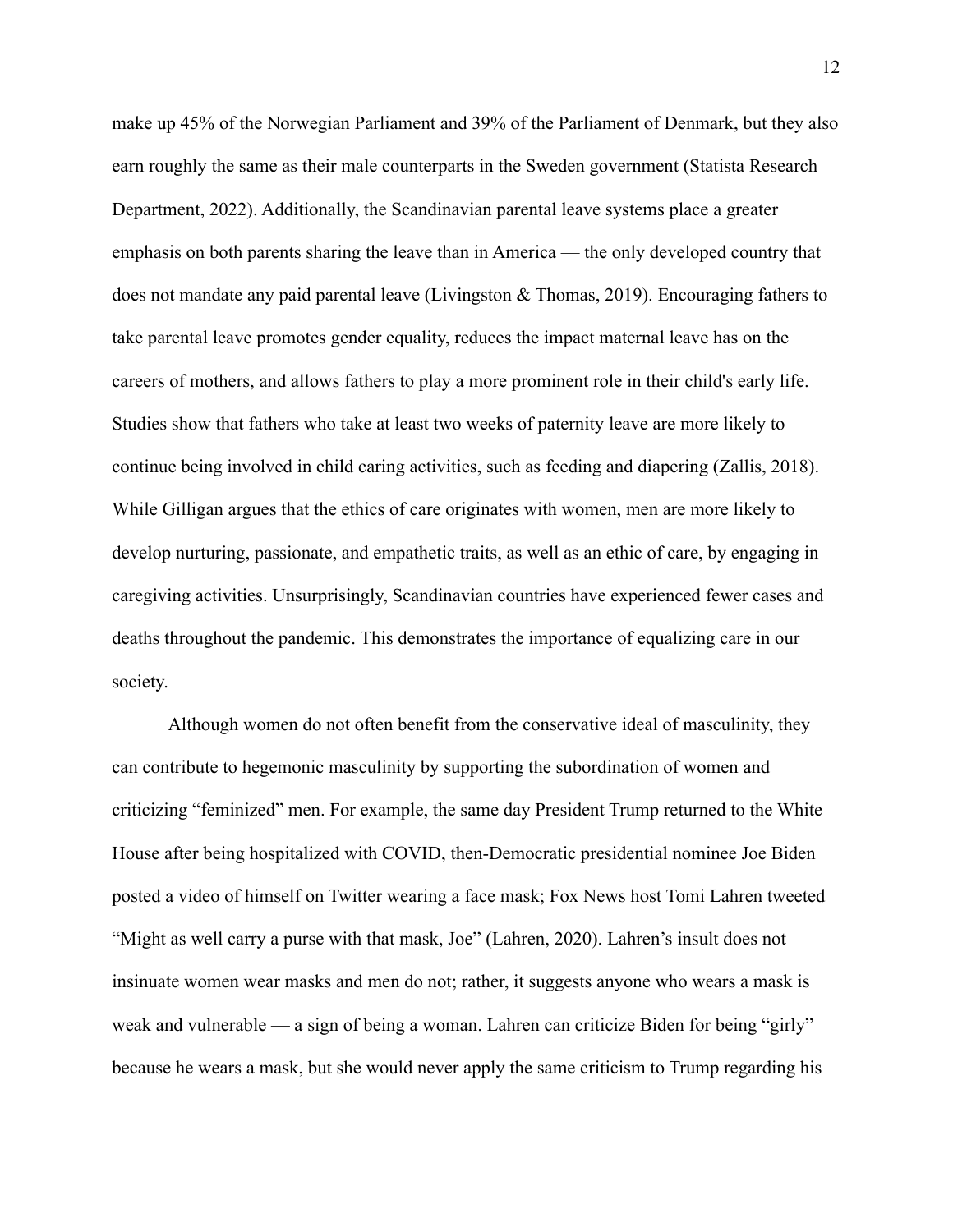make up 45% of the Norwegian Parliament and 39% of the Parliament of Denmark, but they also earn roughly the same as their male counterparts in the Sweden government (Statista Research Department, 2022). Additionally, the Scandinavian parental leave systems place a greater emphasis on both parents sharing the leave than in America — the only developed country that does not mandate any paid parental leave (Livingston & Thomas, 2019). Encouraging fathers to take parental leave promotes gender equality, reduces the impact maternal leave has on the careers of mothers, and allows fathers to play a more prominent role in their child's early life. Studies show that fathers who take at least two weeks of paternity leave are more likely to continue being involved in child caring activities, such as feeding and diapering (Zallis, 2018). While Gilligan argues that the ethics of care originates with women, men are more likely to develop nurturing, passionate, and empathetic traits, as well as an ethic of care, by engaging in caregiving activities. Unsurprisingly, Scandinavian countries have experienced fewer cases and deaths throughout the pandemic. This demonstrates the importance of equalizing care in our society.

Although women do not often benefit from the conservative ideal of masculinity, they can contribute to hegemonic masculinity by supporting the subordination of women and criticizing "feminized" men. For example, the same day President Trump returned to the White House after being hospitalized with COVID, then-Democratic presidential nominee Joe Biden posted a video of himself on Twitter wearing a face mask; Fox News host Tomi Lahren tweeted "Might as well carry a purse with that mask, Joe" (Lahren, 2020). Lahren's insult does not insinuate women wear masks and men do not; rather, it suggests anyone who wears a mask is weak and vulnerable — a sign of being a woman. Lahren can criticize Biden for being "girly" because he wears a mask, but she would never apply the same criticism to Trump regarding his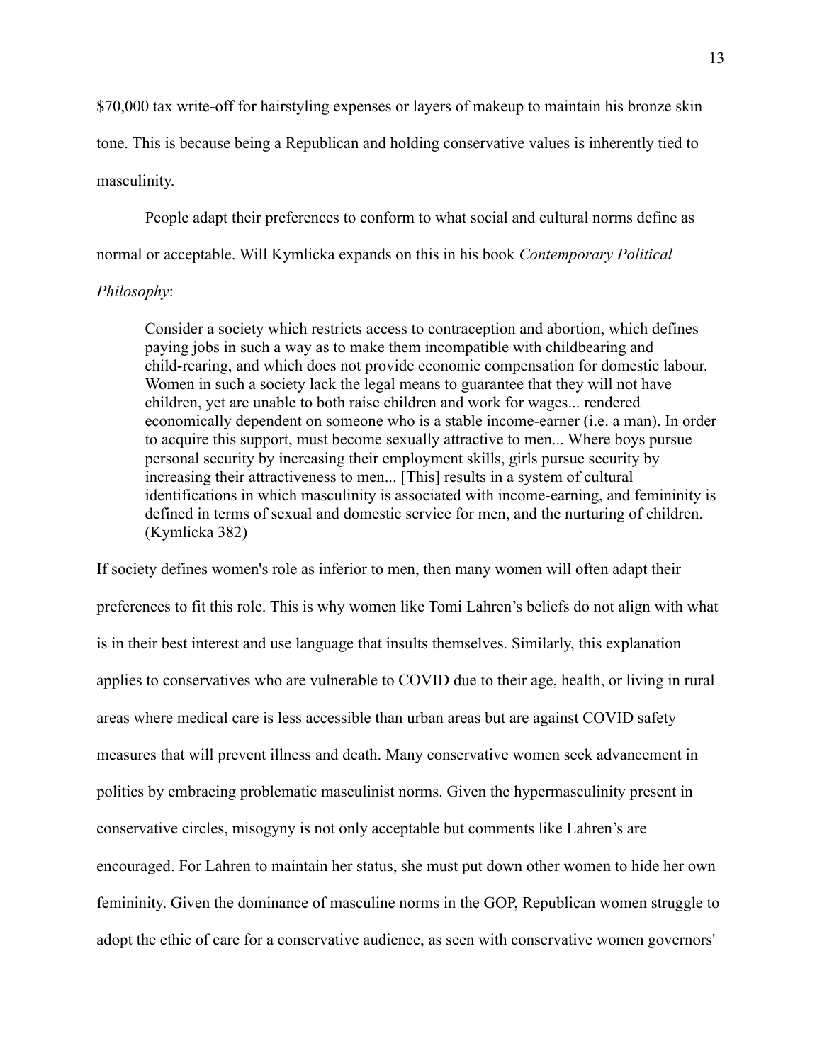$70,000 tax write-off for hairstyling expenses or layers of makeup to maintain his bronze skin tone. This is because being a Republican and holding conservative values is inherently tied to masculinity.

People adapt their preferences to conform to what social and cultural norms define as normal or acceptable. Will Kymlicka expands on this in his book *Contemporary Political Philosophy*:

> Consider a society which restricts access to contraception and abortion, which defines paying jobs in such a way as to make them incompatible with childbearing and child-rearing, and which does not provide economic compensation for domestic labour. Women in such a society lack the legal means to guarantee that they will not have children, yet are unable to both raise children and work for wages... rendered economically dependent on someone who is a stable income-earner (i.e. a man). In order to acquire this support, must become sexually attractive to men... Where boys pursue personal security by increasing their employment skills, girls pursue security by increasing their attractiveness to men... [This] results in a system of cultural identifications in which masculinity is associated with income-earning, and femininity is defined in terms of sexual and domestic service for men, and the nurturing of children. (Kymlicka 382)

If society defines women's role as inferior to men, then many women will often adapt their preferences to fit this role. This is why women like Tomi Lahren's beliefs do not align with what is in their best interest and use language that insults themselves. Similarly, this explanation applies to conservatives who are vulnerable to COVID due to their age, health, or living in rural areas where medical care is less accessible than urban areas but are against COVID safety measures that will prevent illness and death. Many conservative women seek advancement in politics by embracing problematic masculinist norms. Given the hypermasculinity present in conservative circles, misogyny is not only acceptable but comments like Lahren's are encouraged. For Lahren to maintain her status, she must put down other women to hide her own femininity. Given the dominance of masculine norms in the GOP, Republican women struggle to adopt the ethic of care for a conservative audience, as seen with conservative women governors'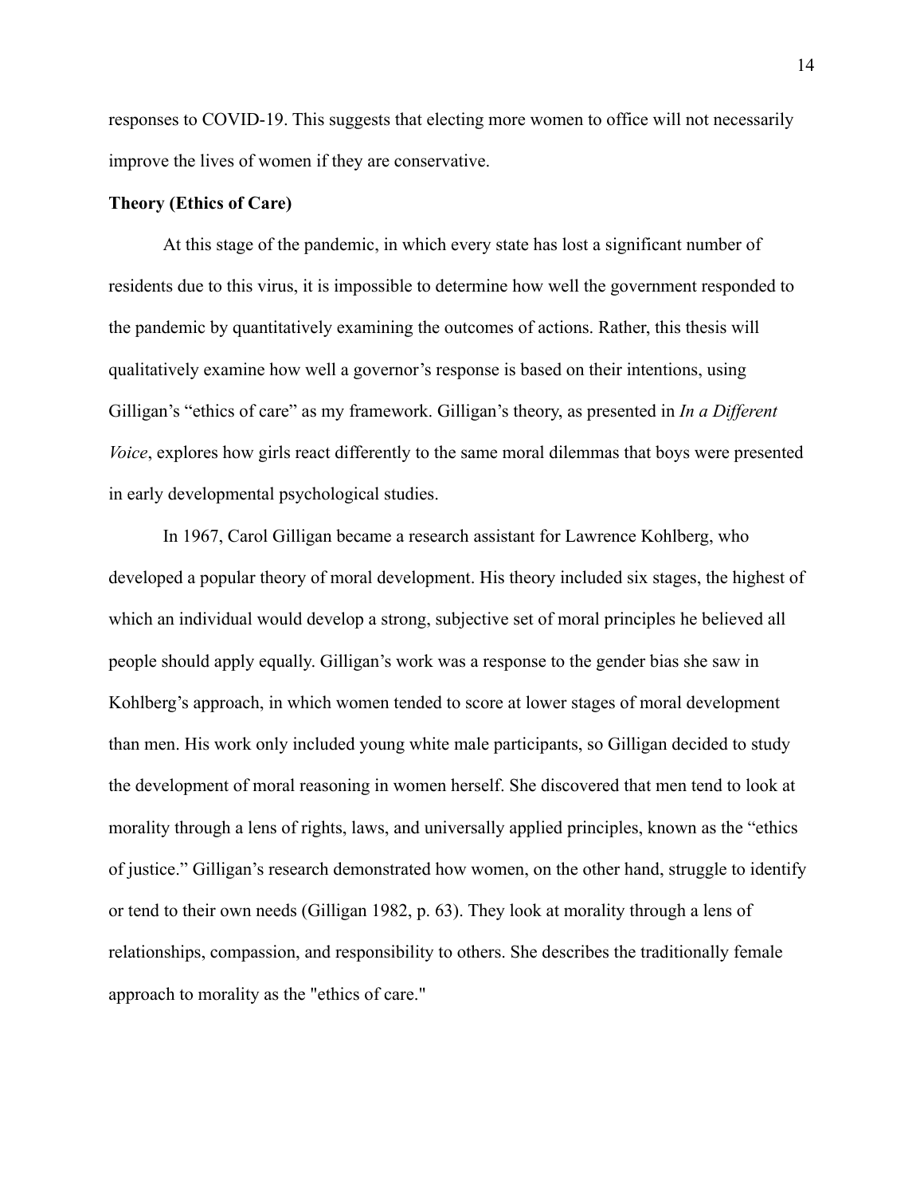responses to COVID-19. This suggests that electing more women to office will not necessarily improve the lives of women if they are conservative.

**Theory (Ethics of Care)**

At this stage of the pandemic, in which every state has lost a significant number of residents due to this virus, it is impossible to determine how well the government responded to the pandemic by quantitatively examining the outcomes of actions. Rather, this thesis will qualitatively examine how well a governor's response is based on their intentions, using Gilligan's "ethics of care" as my framework. Gilligan's theory, as presented in *In a Different Voice*, explores how girls react differently to the same moral dilemmas that boys were presented in early developmental psychological studies.

In 1967, Carol Gilligan became a research assistant for Lawrence Kohlberg, who developed a popular theory of moral development. His theory included six stages, the highest of which an individual would develop a strong, subjective set of moral principles he believed all people should apply equally. Gilligan's work was a response to the gender bias she saw in Kohlberg's approach, in which women tended to score at lower stages of moral development than men. His work only included young white male participants, so Gilligan decided to study the development of moral reasoning in women herself. She discovered that men tend to look at morality through a lens of rights, laws, and universally applied principles, known as the "ethics of justice." Gilligan's research demonstrated how women, on the other hand, struggle to identify or tend to their own needs (Gilligan 1982, p. 63). They look at morality through a lens of relationships, compassion, and responsibility to others. She describes the traditionally female approach to morality as the "ethics of care."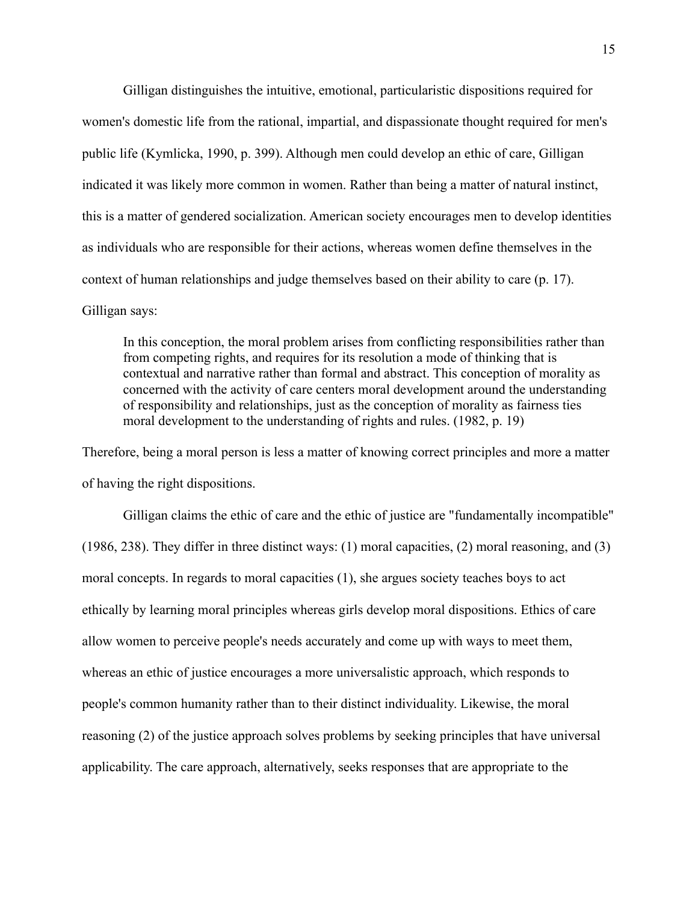Gilligan distinguishes the intuitive, emotional, particularistic dispositions required for women's domestic life from the rational, impartial, and dispassionate thought required for men's public life (Kymlicka, 1990, p. 399). Although men could develop an ethic of care, Gilligan indicated it was likely more common in women. Rather than being a matter of natural instinct, this is a matter of gendered socialization. American society encourages men to develop identities as individuals who are responsible for their actions, whereas women define themselves in the context of human relationships and judge themselves based on their ability to care (p. 17). Gilligan says:

> In this conception, the moral problem arises from conflicting responsibilities rather than from competing rights, and requires for its resolution a mode of thinking that is contextual and narrative rather than formal and abstract. This conception of morality as concerned with the activity of care centers moral development around the understanding of responsibility and relationships, just as the conception of morality as fairness ties moral development to the understanding of rights and rules. (1982, p. 19)

Therefore, being a moral person is less a matter of knowing correct principles and more a matter of having the right dispositions.

Gilligan claims the ethic of care and the ethic of justice are "fundamentally incompatible" (1986, 238). They differ in three distinct ways: (1) moral capacities, (2) moral reasoning, and (3) moral concepts. In regards to moral capacities (1), she argues society teaches boys to act ethically by learning moral principles whereas girls develop moral dispositions. Ethics of care allow women to perceive people's needs accurately and come up with ways to meet them, whereas an ethic of justice encourages a more universalistic approach, which responds to people's common humanity rather than to their distinct individuality. Likewise, the moral reasoning (2) of the justice approach solves problems by seeking principles that have universal applicability. The care approach, alternatively, seeks responses that are appropriate to the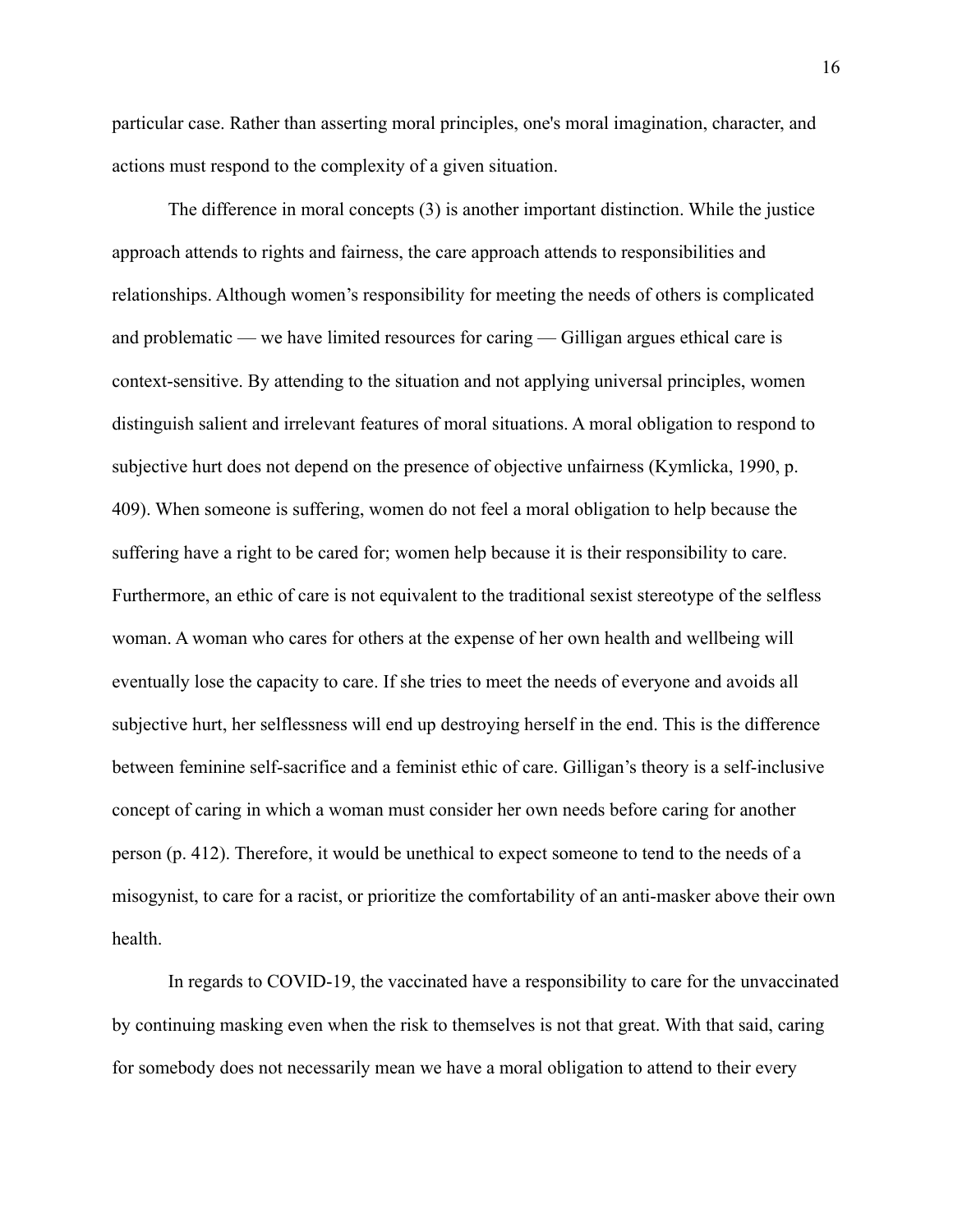particular case. Rather than asserting moral principles, one's moral imagination, character, and actions must respond to the complexity of a given situation.

The difference in moral concepts (3) is another important distinction. While the justice approach attends to rights and fairness, the care approach attends to responsibilities and relationships. Although women's responsibility for meeting the needs of others is complicated and problematic — we have limited resources for caring — Gilligan argues ethical care is context-sensitive. By attending to the situation and not applying universal principles, women distinguish salient and irrelevant features of moral situations. A moral obligation to respond to subjective hurt does not depend on the presence of objective unfairness (Kymlicka, 1990, p. 409). When someone is suffering, women do not feel a moral obligation to help because the suffering have a right to be cared for; women help because it is their responsibility to care. Furthermore, an ethic of care is not equivalent to the traditional sexist stereotype of the selfless woman. A woman who cares for others at the expense of her own health and wellbeing will eventually lose the capacity to care. If she tries to meet the needs of everyone and avoids all subjective hurt, her selflessness will end up destroying herself in the end. This is the difference between feminine self-sacrifice and a feminist ethic of care. Gilligan's theory is a self-inclusive concept of caring in which a woman must consider her own needs before caring for another person (p. 412). Therefore, it would be unethical to expect someone to tend to the needs of a misogynist, to care for a racist, or prioritize the comfortability of an anti-masker above their own health.

In regards to COVID-19, the vaccinated have a responsibility to care for the unvaccinated by continuing masking even when the risk to themselves is not that great. With that said, caring for somebody does not necessarily mean we have a moral obligation to attend to their every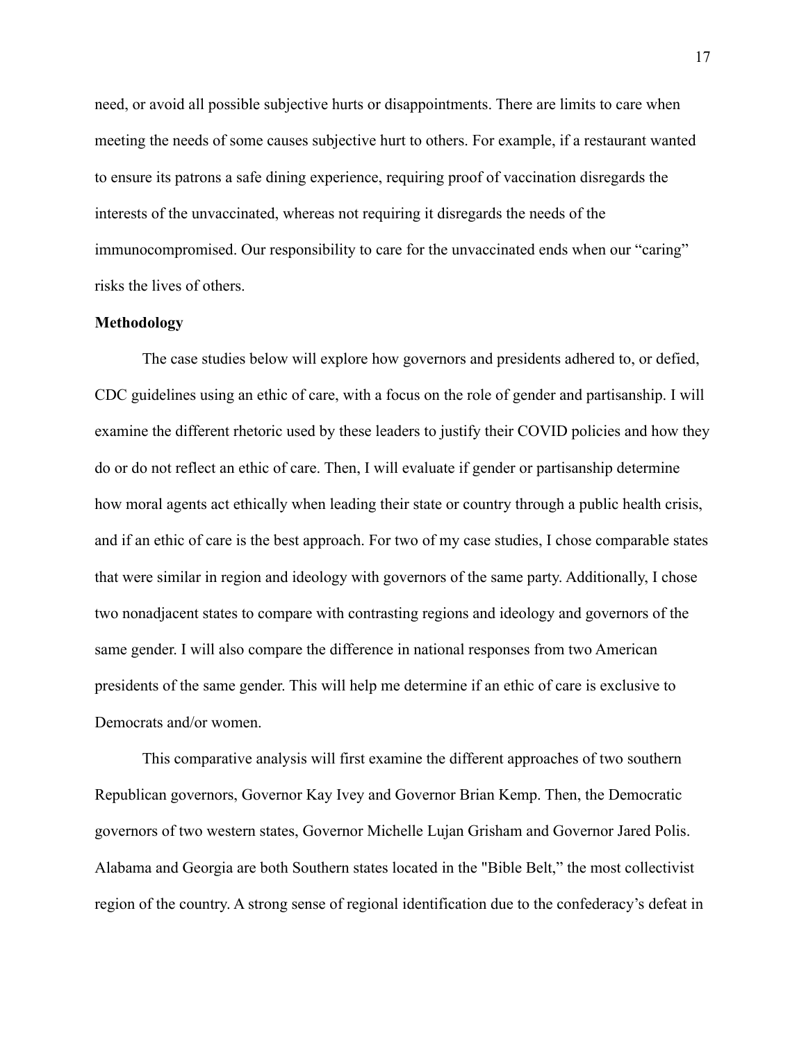need, or avoid all possible subjective hurts or disappointments. There are limits to care when meeting the needs of some causes subjective hurt to others. For example, if a restaurant wanted to ensure its patrons a safe dining experience, requiring proof of vaccination disregards the interests of the unvaccinated, whereas not requiring it disregards the needs of the immunocompromised. Our responsibility to care for the unvaccinated ends when our "caring" risks the lives of others.

**Methodology**

The case studies below will explore how governors and presidents adhered to, or defied, CDC guidelines using an ethic of care, with a focus on the role of gender and partisanship. I will examine the different rhetoric used by these leaders to justify their COVID policies and how they do or do not reflect an ethic of care. Then, I will evaluate if gender or partisanship determine how moral agents act ethically when leading their state or country through a public health crisis, and if an ethic of care is the best approach. For two of my case studies, I chose comparable states that were similar in region and ideology with governors of the same party. Additionally, I chose two nonadjacent states to compare with contrasting regions and ideology and governors of the same gender. I will also compare the difference in national responses from two American presidents of the same gender. This will help me determine if an ethic of care is exclusive to Democrats and/or women.

This comparative analysis will first examine the different approaches of two southern Republican governors, Governor Kay Ivey and Governor Brian Kemp. Then, the Democratic governors of two western states, Governor Michelle Lujan Grisham and Governor Jared Polis. Alabama and Georgia are both Southern states located in the "Bible Belt," the most collectivist region of the country. A strong sense of regional identification due to the confederacy's defeat in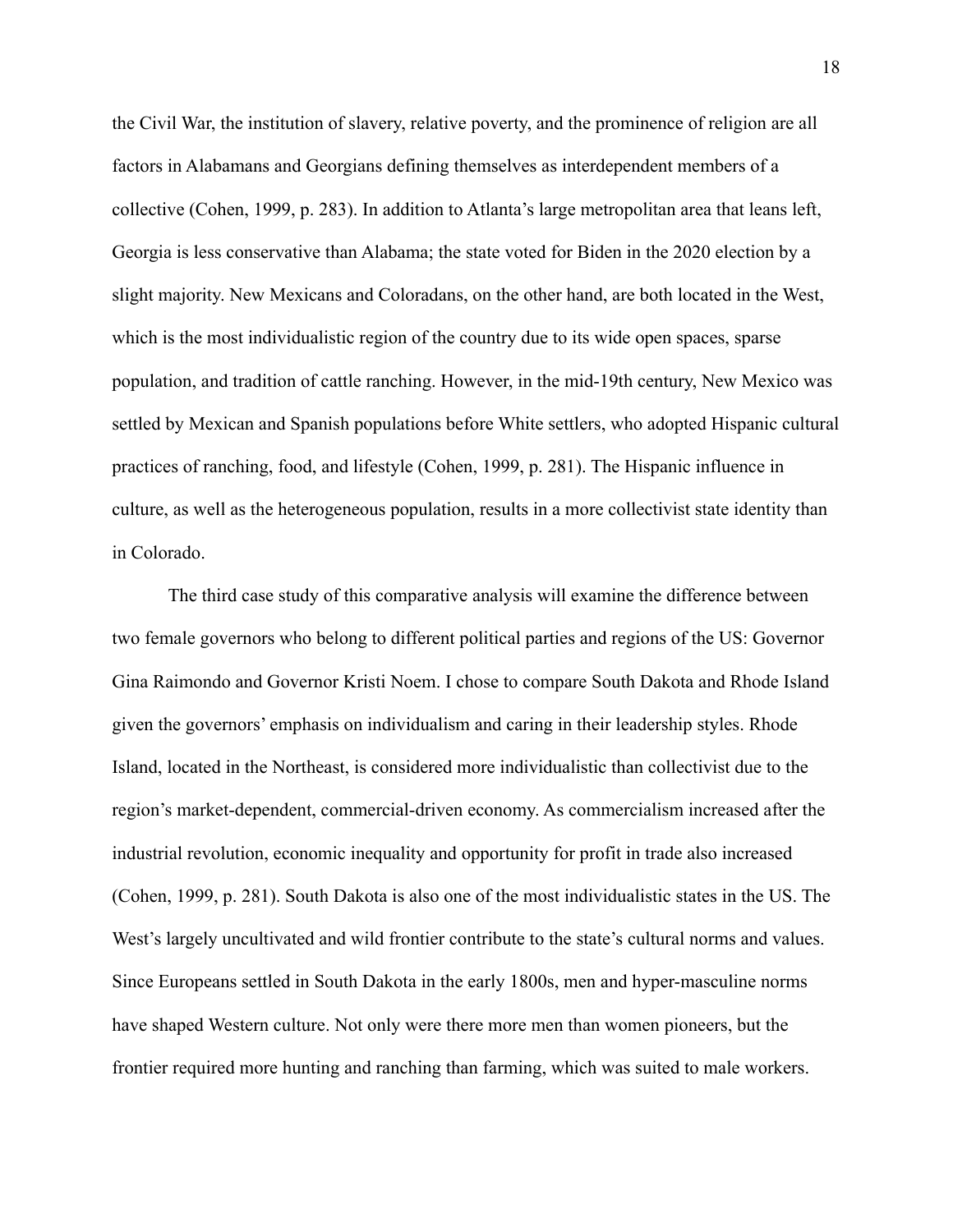the Civil War, the institution of slavery, relative poverty, and the prominence of religion are all factors in Alabamans and Georgians defining themselves as interdependent members of a collective (Cohen, 1999, p. 283). In addition to Atlanta's large metropolitan area that leans left, Georgia is less conservative than Alabama; the state voted for Biden in the 2020 election by a slight majority. New Mexicans and Coloradans, on the other hand, are both located in the West, which is the most individualistic region of the country due to its wide open spaces, sparse population, and tradition of cattle ranching. However, in the mid-19th century, New Mexico was settled by Mexican and Spanish populations before White settlers, who adopted Hispanic cultural practices of ranching, food, and lifestyle (Cohen, 1999, p. 281). The Hispanic influence in culture, as well as the heterogeneous population, results in a more collectivist state identity than in Colorado.

The third case study of this comparative analysis will examine the difference between two female governors who belong to different political parties and regions of the US: Governor Gina Raimondo and Governor Kristi Noem. I chose to compare South Dakota and Rhode Island given the governors' emphasis on individualism and caring in their leadership styles. Rhode Island, located in the Northeast, is considered more individualistic than collectivist due to the region's market-dependent, commercial-driven economy. As commercialism increased after the industrial revolution, economic inequality and opportunity for profit in trade also increased (Cohen, 1999, p. 281). South Dakota is also one of the most individualistic states in the US. The West's largely uncultivated and wild frontier contribute to the state's cultural norms and values. Since Europeans settled in South Dakota in the early 1800s, men and hyper-masculine norms have shaped Western culture. Not only were there more men than women pioneers, but the frontier required more hunting and ranching than farming, which was suited to male workers.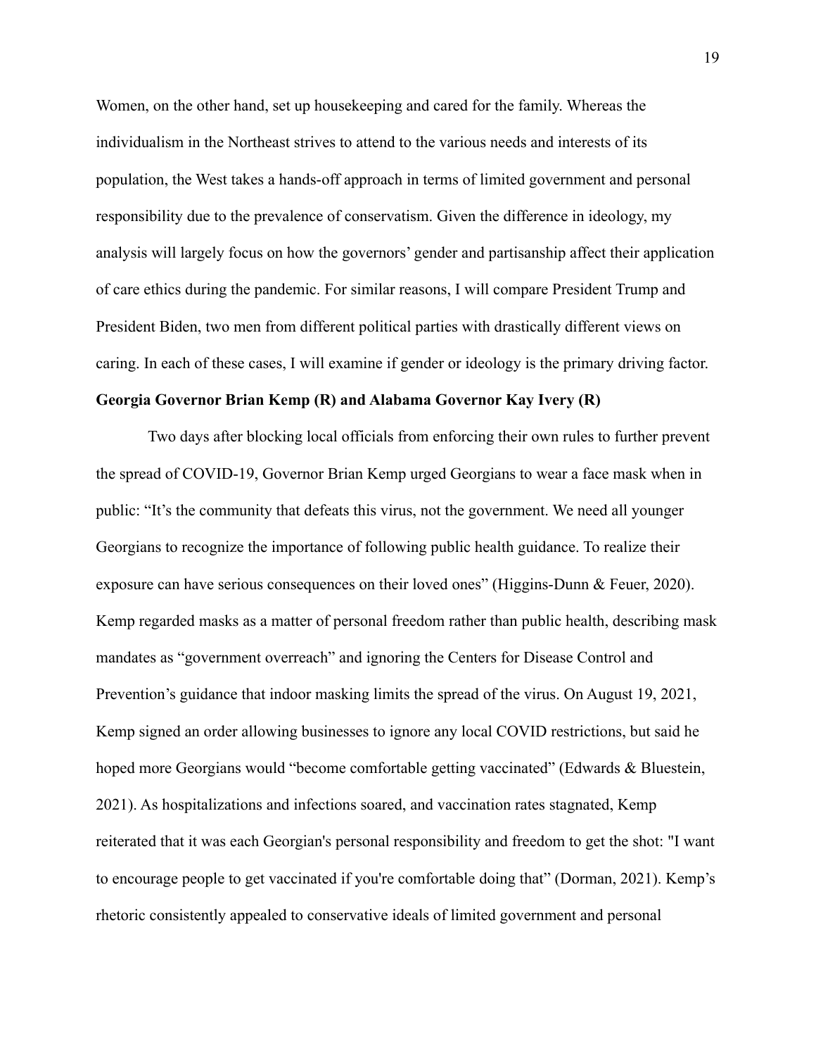Women, on the other hand, set up housekeeping and cared for the family. Whereas the individualism in the Northeast strives to attend to the various needs and interests of its population, the West takes a hands-off approach in terms of limited government and personal responsibility due to the prevalence of conservatism. Given the difference in ideology, my analysis will largely focus on how the governors' gender and partisanship affect their application of care ethics during the pandemic. For similar reasons, I will compare President Trump and President Biden, two men from different political parties with drastically different views on caring. In each of these cases, I will examine if gender or ideology is the primary driving factor.

**Georgia Governor Brian Kemp (R) and Alabama Governor Kay Ivery (R)**

Two days after blocking local officials from enforcing their own rules to further prevent the spread of COVID-19, Governor Brian Kemp urged Georgians to wear a face mask when in public: "It's the community that defeats this virus, not the government. We need all younger Georgians to recognize the importance of following public health guidance. To realize their exposure can have serious consequences on their loved ones" (Higgins-Dunn & Feuer, 2020). Kemp regarded masks as a matter of personal freedom rather than public health, describing mask mandates as "government overreach" and ignoring the Centers for Disease Control and Prevention's guidance that indoor masking limits the spread of the virus. On August 19, 2021, Kemp signed an order allowing businesses to ignore any local COVID restrictions, but said he hoped more Georgians would "become comfortable getting vaccinated" (Edwards & Bluestein, 2021). As hospitalizations and infections soared, and vaccination rates stagnated, Kemp reiterated that it was each Georgian's personal responsibility and freedom to get the shot: "I want to encourage people to get vaccinated if you're comfortable doing that" (Dorman, 2021). Kemp's rhetoric consistently appealed to conservative ideals of limited government and personal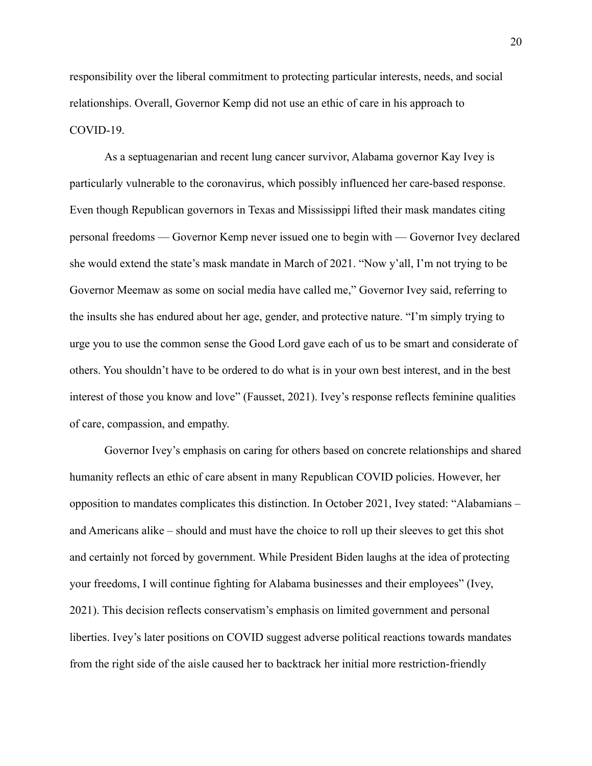responsibility over the liberal commitment to protecting particular interests, needs, and social relationships. Overall, Governor Kemp did not use an ethic of care in his approach to COVID-19.

As a septuagenarian and recent lung cancer survivor, Alabama governor Kay Ivey is particularly vulnerable to the coronavirus, which possibly influenced her care-based response. Even though Republican governors in Texas and Mississippi lifted their mask mandates citing personal freedoms — Governor Kemp never issued one to begin with — Governor Ivey declared she would extend the state's mask mandate in March of 2021. "Now y'all, I'm not trying to be Governor Meemaw as some on social media have called me," Governor Ivey said, referring to the insults she has endured about her age, gender, and protective nature. "I'm simply trying to urge you to use the common sense the Good Lord gave each of us to be smart and considerate of others. You shouldn't have to be ordered to do what is in your own best interest, and in the best interest of those you know and love" (Fausset, 2021). Ivey's response reflects feminine qualities of care, compassion, and empathy.

Governor Ivey's emphasis on caring for others based on concrete relationships and shared humanity reflects an ethic of care absent in many Republican COVID policies. However, her opposition to mandates complicates this distinction. In October 2021, Ivey stated: "Alabamians – and Americans alike – should and must have the choice to roll up their sleeves to get this shot and certainly not forced by government. While President Biden laughs at the idea of protecting your freedoms, I will continue fighting for Alabama businesses and their employees" (Ivey, 2021). This decision reflects conservatism's emphasis on limited government and personal liberties. Ivey's later positions on COVID suggest adverse political reactions towards mandates from the right side of the aisle caused her to backtrack her initial more restriction-friendly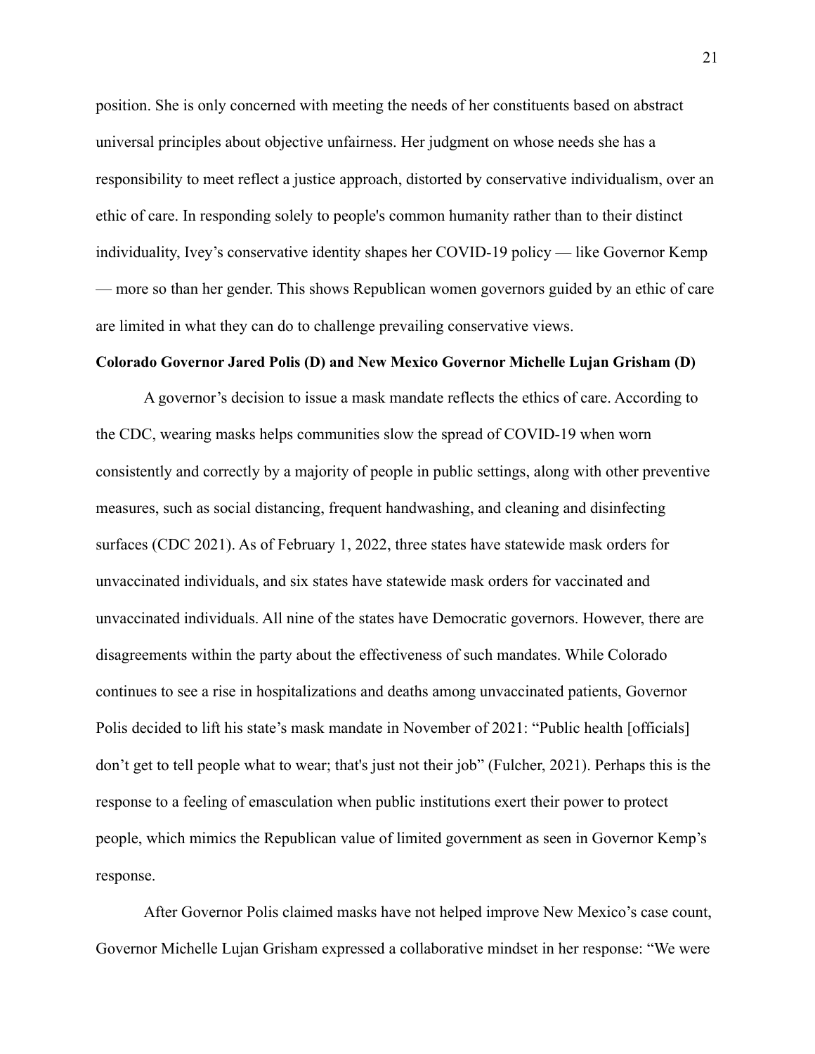position. She is only concerned with meeting the needs of her constituents based on abstract universal principles about objective unfairness. Her judgment on whose needs she has a responsibility to meet reflect a justice approach, distorted by conservative individualism, over an ethic of care. In responding solely to people's common humanity rather than to their distinct individuality, Ivey's conservative identity shapes her COVID-19 policy — like Governor Kemp — more so than her gender. This shows Republican women governors guided by an ethic of care are limited in what they can do to challenge prevailing conservative views.

**Colorado Governor Jared Polis (D) and New Mexico Governor Michelle Lujan Grisham (D)**

A governor's decision to issue a mask mandate reflects the ethics of care. According to the CDC, wearing masks helps communities slow the spread of COVID-19 when worn consistently and correctly by a majority of people in public settings, along with other preventive measures, such as social distancing, frequent handwashing, and cleaning and disinfecting surfaces (CDC 2021). As of February 1, 2022, three states have statewide mask orders for unvaccinated individuals, and six states have statewide mask orders for vaccinated and unvaccinated individuals. All nine of the states have Democratic governors. However, there are disagreements within the party about the effectiveness of such mandates. While Colorado continues to see a rise in hospitalizations and deaths among unvaccinated patients, Governor Polis decided to lift his state's mask mandate in November of 2021: "Public health [officials] don't get to tell people what to wear; that's just not their job" (Fulcher, 2021). Perhaps this is the response to a feeling of emasculation when public institutions exert their power to protect people, which mimics the Republican value of limited government as seen in Governor Kemp's response.

After Governor Polis claimed masks have not helped improve New Mexico's case count, Governor Michelle Lujan Grisham expressed a collaborative mindset in her response: "We were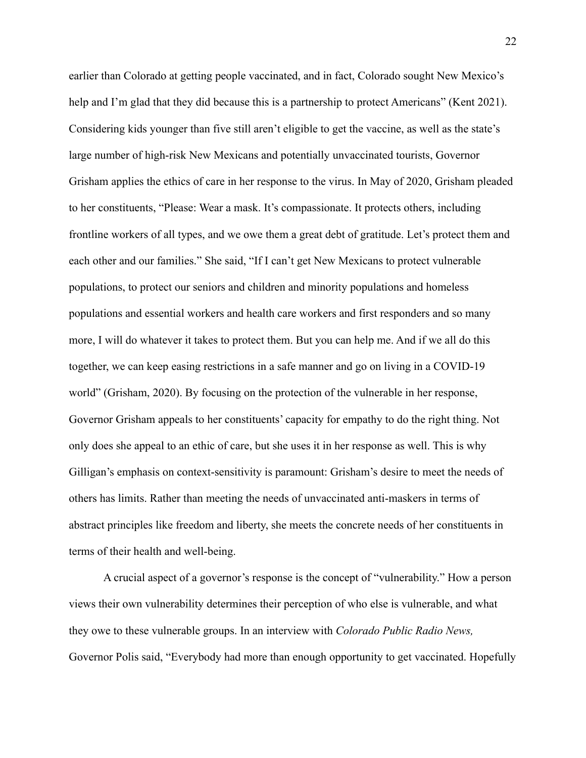earlier than Colorado at getting people vaccinated, and in fact, Colorado sought New Mexico's help and I'm glad that they did because this is a partnership to protect Americans" (Kent 2021). Considering kids younger than five still aren't eligible to get the vaccine, as well as the state's large number of high-risk New Mexicans and potentially unvaccinated tourists, Governor Grisham applies the ethics of care in her response to the virus. In May of 2020, Grisham pleaded to her constituents, "Please: Wear a mask. It's compassionate. It protects others, including frontline workers of all types, and we owe them a great debt of gratitude. Let's protect them and each other and our families." She said, "If I can't get New Mexicans to protect vulnerable populations, to protect our seniors and children and minority populations and homeless populations and essential workers and health care workers and first responders and so many more, I will do whatever it takes to protect them. But you can help me. And if we all do this together, we can keep easing restrictions in a safe manner and go on living in a COVID-19 world" (Grisham, 2020). By focusing on the protection of the vulnerable in her response, Governor Grisham appeals to her constituents' capacity for empathy to do the right thing. Not only does she appeal to an ethic of care, but she uses it in her response as well. This is why Gilligan's emphasis on context-sensitivity is paramount: Grisham's desire to meet the needs of others has limits. Rather than meeting the needs of unvaccinated anti-maskers in terms of abstract principles like freedom and liberty, she meets the concrete needs of her constituents in terms of their health and well-being.

A crucial aspect of a governor's response is the concept of "vulnerability." How a person views their own vulnerability determines their perception of who else is vulnerable, and what they owe to these vulnerable groups. In an interview with *Colorado Public Radio News,* Governor Polis said, "Everybody had more than enough opportunity to get vaccinated. Hopefully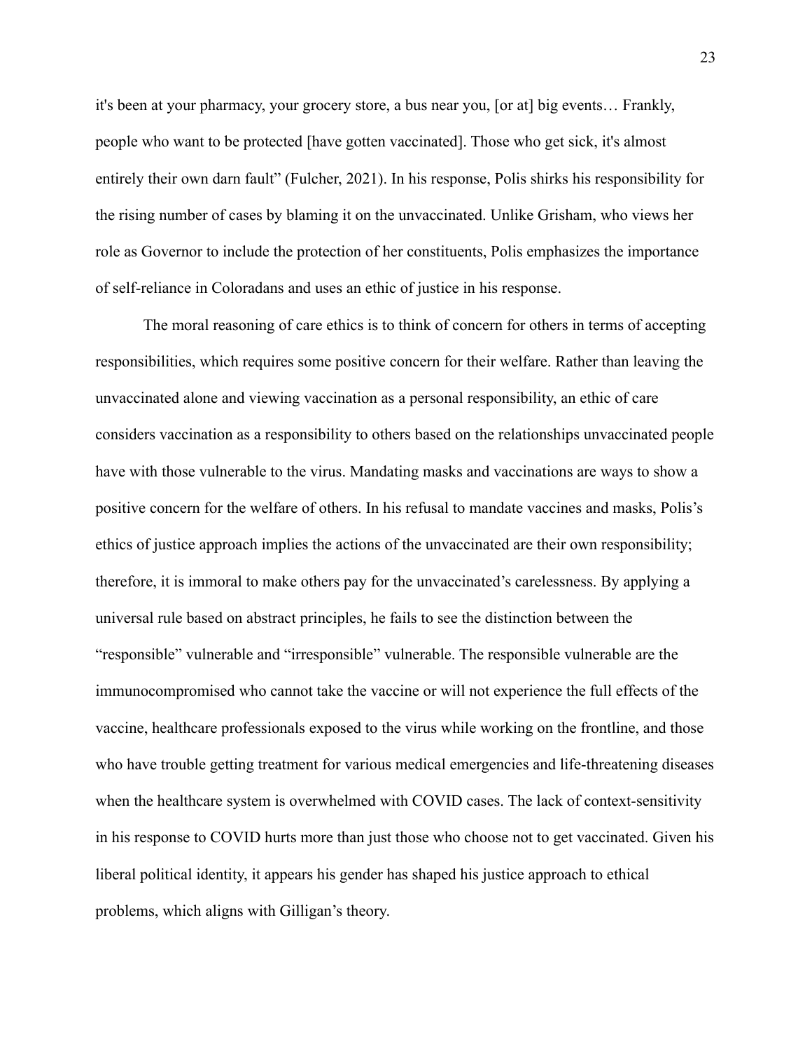it's been at your pharmacy, your grocery store, a bus near you, [or at] big events… Frankly, people who want to be protected [have gotten vaccinated]. Those who get sick, it's almost entirely their own darn fault" (Fulcher, 2021). In his response, Polis shirks his responsibility for the rising number of cases by blaming it on the unvaccinated. Unlike Grisham, who views her role as Governor to include the protection of her constituents, Polis emphasizes the importance of self-reliance in Coloradans and uses an ethic of justice in his response.

The moral reasoning of care ethics is to think of concern for others in terms of accepting responsibilities, which requires some positive concern for their welfare. Rather than leaving the unvaccinated alone and viewing vaccination as a personal responsibility, an ethic of care considers vaccination as a responsibility to others based on the relationships unvaccinated people have with those vulnerable to the virus. Mandating masks and vaccinations are ways to show a positive concern for the welfare of others. In his refusal to mandate vaccines and masks, Polis's ethics of justice approach implies the actions of the unvaccinated are their own responsibility; therefore, it is immoral to make others pay for the unvaccinated's carelessness. By applying a universal rule based on abstract principles, he fails to see the distinction between the "responsible" vulnerable and "irresponsible" vulnerable. The responsible vulnerable are the immunocompromised who cannot take the vaccine or will not experience the full effects of the vaccine, healthcare professionals exposed to the virus while working on the frontline, and those who have trouble getting treatment for various medical emergencies and life-threatening diseases when the healthcare system is overwhelmed with COVID cases. The lack of context-sensitivity in his response to COVID hurts more than just those who choose not to get vaccinated. Given his liberal political identity, it appears his gender has shaped his justice approach to ethical problems, which aligns with Gilligan's theory.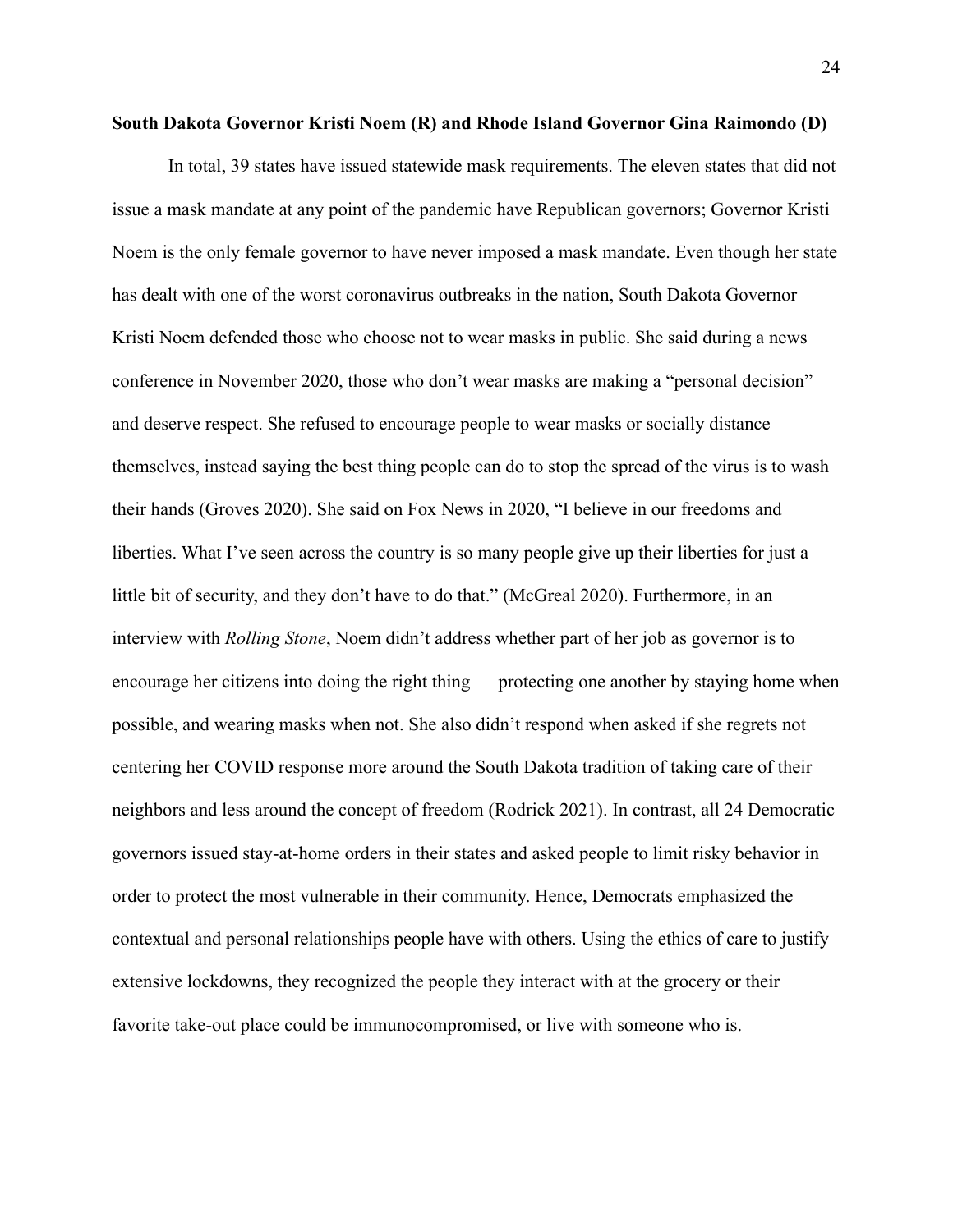**South Dakota Governor Kristi Noem (R) and Rhode Island Governor Gina Raimondo (D)**

In total, 39 states have issued statewide mask requirements. The eleven states that did not issue a mask mandate at any point of the pandemic have Republican governors; Governor Kristi Noem is the only female governor to have never imposed a mask mandate. Even though her state has dealt with one of the worst coronavirus outbreaks in the nation, South Dakota Governor Kristi Noem defended those who choose not to wear masks in public. She said during a news conference in November 2020, those who don't wear masks are making a "personal decision" and deserve respect. She refused to encourage people to wear masks or socially distance themselves, instead saying the best thing people can do to stop the spread of the virus is to wash their hands (Groves 2020). She said on Fox News in 2020, "I believe in our freedoms and liberties. What I've seen across the country is so many people give up their liberties for just a little bit of security, and they don't have to do that." (McGreal 2020). Furthermore, in an interview with *Rolling Stone*, Noem didn't address whether part of her job as governor is to encourage her citizens into doing the right thing — protecting one another by staying home when possible, and wearing masks when not. She also didn't respond when asked if she regrets not centering her COVID response more around the South Dakota tradition of taking care of their neighbors and less around the concept of freedom (Rodrick 2021). In contrast, all 24 Democratic governors issued stay-at-home orders in their states and asked people to limit risky behavior in order to protect the most vulnerable in their community. Hence, Democrats emphasized the contextual and personal relationships people have with others. Using the ethics of care to justify extensive lockdowns, they recognized the people they interact with at the grocery or their favorite take-out place could be immunocompromised, or live with someone who is.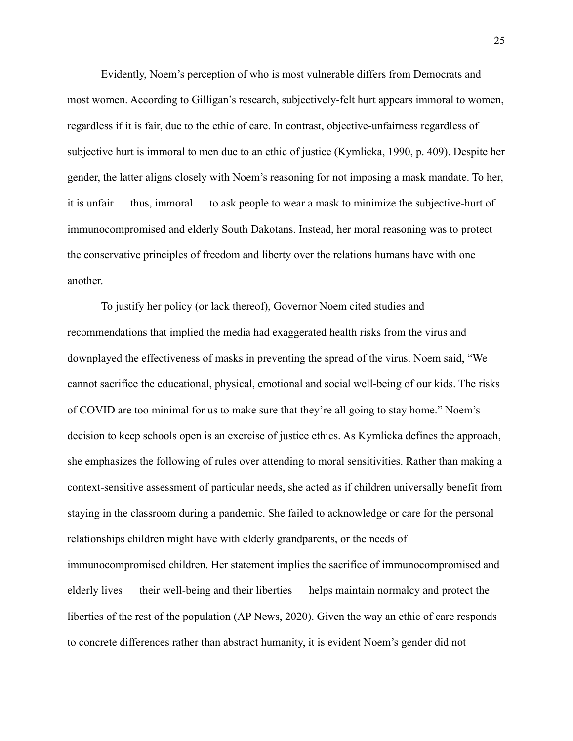Evidently, Noem's perception of who is most vulnerable differs from Democrats and most women. According to Gilligan's research, subjectively-felt hurt appears immoral to women, regardless if it is fair, due to the ethic of care. In contrast, objective-unfairness regardless of subjective hurt is immoral to men due to an ethic of justice (Kymlicka, 1990, p. 409). Despite her gender, the latter aligns closely with Noem's reasoning for not imposing a mask mandate. To her, it is unfair — thus, immoral — to ask people to wear a mask to minimize the subjective-hurt of immunocompromised and elderly South Dakotans. Instead, her moral reasoning was to protect the conservative principles of freedom and liberty over the relations humans have with one another.

To justify her policy (or lack thereof), Governor Noem cited studies and recommendations that implied the media had exaggerated health risks from the virus and downplayed the effectiveness of masks in preventing the spread of the virus. Noem said, "We cannot sacrifice the educational, physical, emotional and social well-being of our kids. The risks of COVID are too minimal for us to make sure that they're all going to stay home." Noem's decision to keep schools open is an exercise of justice ethics. As Kymlicka defines the approach, she emphasizes the following of rules over attending to moral sensitivities. Rather than making a context-sensitive assessment of particular needs, she acted as if children universally benefit from staying in the classroom during a pandemic. She failed to acknowledge or care for the personal relationships children might have with elderly grandparents, or the needs of immunocompromised children. Her statement implies the sacrifice of immunocompromised and elderly lives — their well-being and their liberties — helps maintain normalcy and protect the liberties of the rest of the population (AP News, 2020). Given the way an ethic of care responds to concrete differences rather than abstract humanity, it is evident Noem's gender did not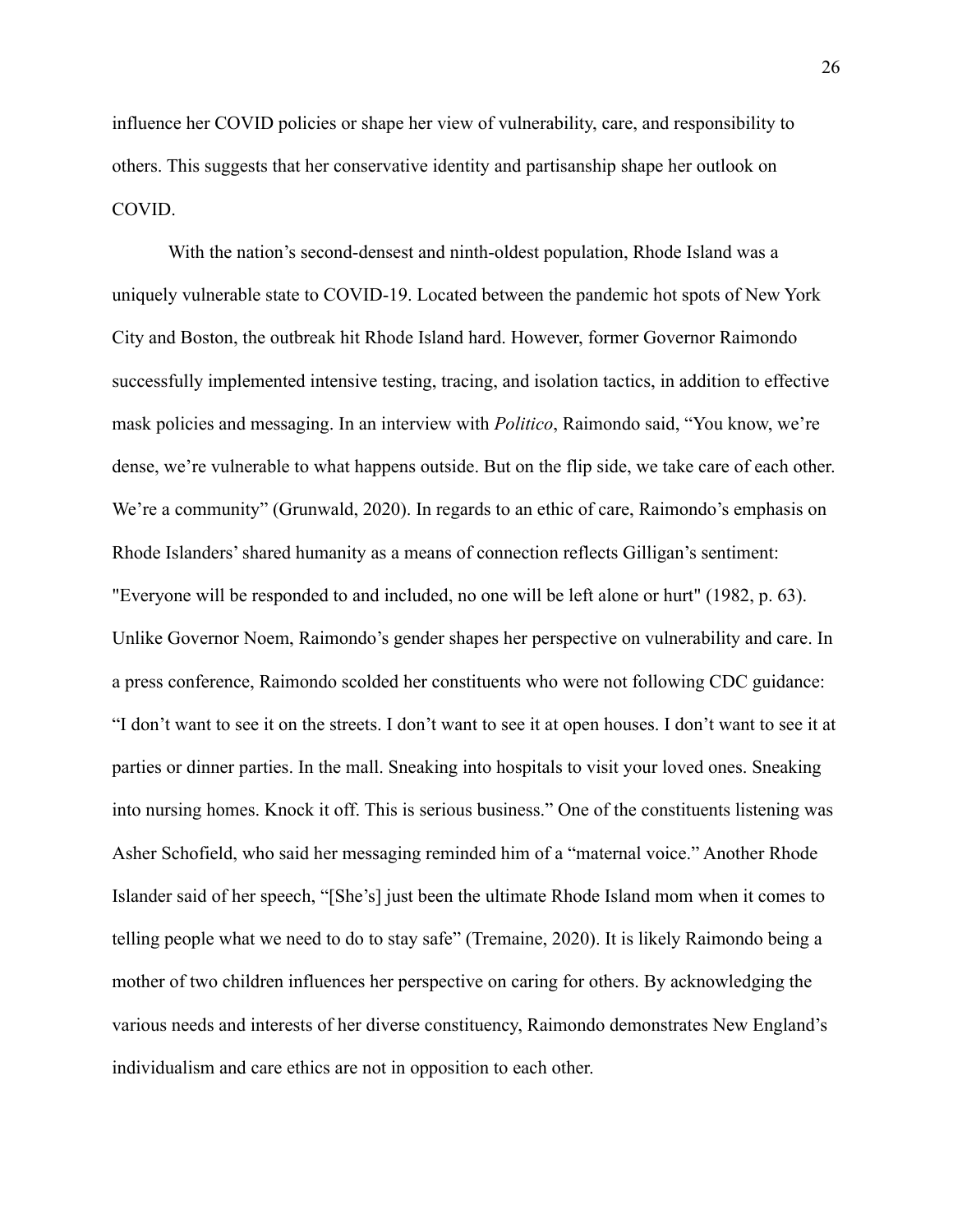influence her COVID policies or shape her view of vulnerability, care, and responsibility to others. This suggests that her conservative identity and partisanship shape her outlook on COVID.

With the nation's second-densest and ninth-oldest population, Rhode Island was a uniquely vulnerable state to COVID-19. Located between the pandemic hot spots of New York City and Boston, the outbreak hit Rhode Island hard. However, former Governor Raimondo successfully implemented intensive testing, tracing, and isolation tactics, in addition to effective mask policies and messaging. In an interview with *Politico*, Raimondo said, "You know, we're dense, we're vulnerable to what happens outside. But on the flip side, we take care of each other. We're a community" (Grunwald, 2020). In regards to an ethic of care, Raimondo's emphasis on Rhode Islanders' shared humanity as a means of connection reflects Gilligan's sentiment: "Everyone will be responded to and included, no one will be left alone or hurt" (1982, p. 63). Unlike Governor Noem, Raimondo's gender shapes her perspective on vulnerability and care. In a press conference, Raimondo scolded her constituents who were not following CDC guidance: "I don't want to see it on the streets. I don't want to see it at open houses. I don't want to see it at parties or dinner parties. In the mall. Sneaking into hospitals to visit your loved ones. Sneaking into nursing homes. Knock it off. This is serious business." One of the constituents listening was Asher Schofield, who said her messaging reminded him of a "maternal voice." Another Rhode Islander said of her speech, "[She's] just been the ultimate Rhode Island mom when it comes to telling people what we need to do to stay safe" (Tremaine, 2020). It is likely Raimondo being a mother of two children influences her perspective on caring for others. By acknowledging the various needs and interests of her diverse constituency, Raimondo demonstrates New England's individualism and care ethics are not in opposition to each other.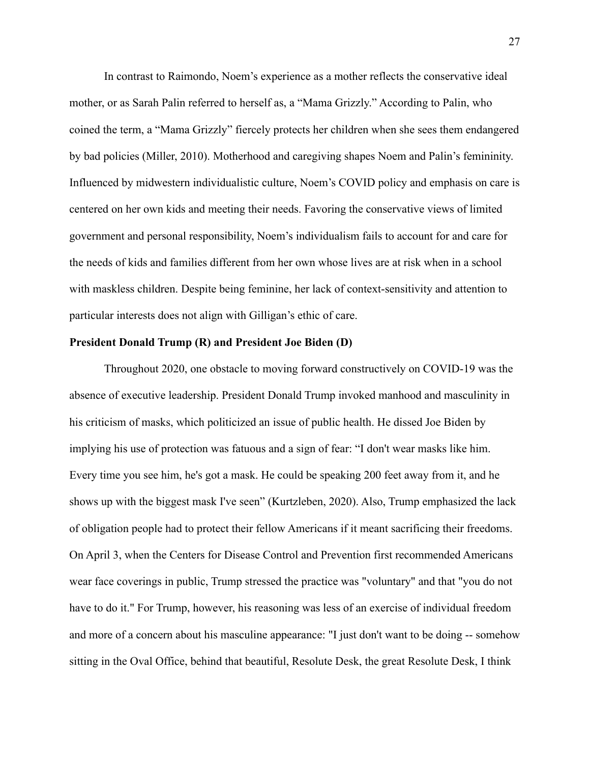In contrast to Raimondo, Noem's experience as a mother reflects the conservative ideal mother, or as Sarah Palin referred to herself as, a "Mama Grizzly." According to Palin, who coined the term, a "Mama Grizzly" fiercely protects her children when she sees them endangered by bad policies (Miller, 2010). Motherhood and caregiving shapes Noem and Palin's femininity. Influenced by midwestern individualistic culture, Noem's COVID policy and emphasis on care is centered on her own kids and meeting their needs. Favoring the conservative views of limited government and personal responsibility, Noem's individualism fails to account for and care for the needs of kids and families different from her own whose lives are at risk when in a school with maskless children. Despite being feminine, her lack of context-sensitivity and attention to particular interests does not align with Gilligan's ethic of care.

**President Donald Trump (R) and President Joe Biden (D)**

Throughout 2020, one obstacle to moving forward constructively on COVID-19 was the absence of executive leadership. President Donald Trump invoked manhood and masculinity in his criticism of masks, which politicized an issue of public health. He dissed Joe Biden by implying his use of protection was fatuous and a sign of fear: "I don't wear masks like him. Every time you see him, he's got a mask. He could be speaking 200 feet away from it, and he shows up with the biggest mask I've seen" (Kurtzleben, 2020). Also, Trump emphasized the lack of obligation people had to protect their fellow Americans if it meant sacrificing their freedoms. On April 3, when the Centers for Disease Control and Prevention first recommended Americans wear face coverings in public, Trump stressed the practice was "voluntary" and that "you do not have to do it." For Trump, however, his reasoning was less of an exercise of individual freedom and more of a concern about his masculine appearance: "I just don't want to be doing -- somehow sitting in the Oval Office, behind that beautiful, Resolute Desk, the great Resolute Desk, I think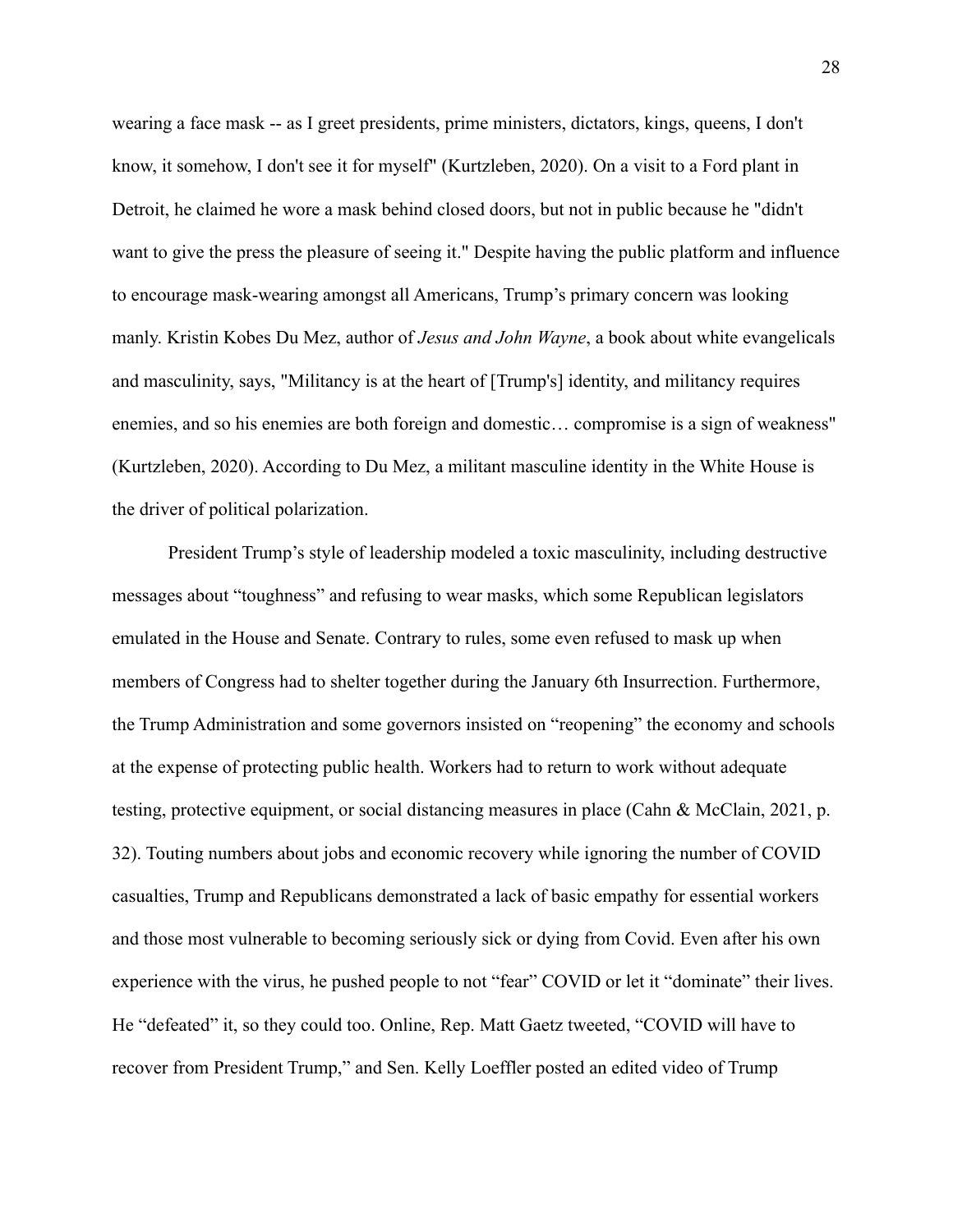wearing a face mask -- as I greet presidents, prime ministers, dictators, kings, queens, I don't know, it somehow, I don't see it for myself" (Kurtzleben, 2020). On a visit to a Ford plant in Detroit, he claimed he wore a mask behind closed doors, but not in public because he "didn't want to give the press the pleasure of seeing it." Despite having the public platform and influence to encourage mask-wearing amongst all Americans, Trump's primary concern was looking manly. Kristin Kobes Du Mez, author of *Jesus and John Wayne*, a book about white evangelicals and masculinity, says, "Militancy is at the heart of [Trump's] identity, and militancy requires enemies, and so his enemies are both foreign and domestic… compromise is a sign of weakness" (Kurtzleben, 2020). According to Du Mez, a militant masculine identity in the White House is the driver of political polarization.

President Trump's style of leadership modeled a toxic masculinity, including destructive messages about "toughness" and refusing to wear masks, which some Republican legislators emulated in the House and Senate. Contrary to rules, some even refused to mask up when members of Congress had to shelter together during the January 6th Insurrection. Furthermore, the Trump Administration and some governors insisted on "reopening" the economy and schools at the expense of protecting public health. Workers had to return to work without adequate testing, protective equipment, or social distancing measures in place (Cahn & McClain, 2021, p. 32). Touting numbers about jobs and economic recovery while ignoring the number of COVID casualties, Trump and Republicans demonstrated a lack of basic empathy for essential workers and those most vulnerable to becoming seriously sick or dying from Covid. Even after his own experience with the virus, he pushed people to not "fear" COVID or let it "dominate" their lives. He "defeated" it, so they could too. Online, Rep. Matt Gaetz tweeted, "COVID will have to recover from President Trump," and Sen. Kelly Loeffler posted an edited video of Trump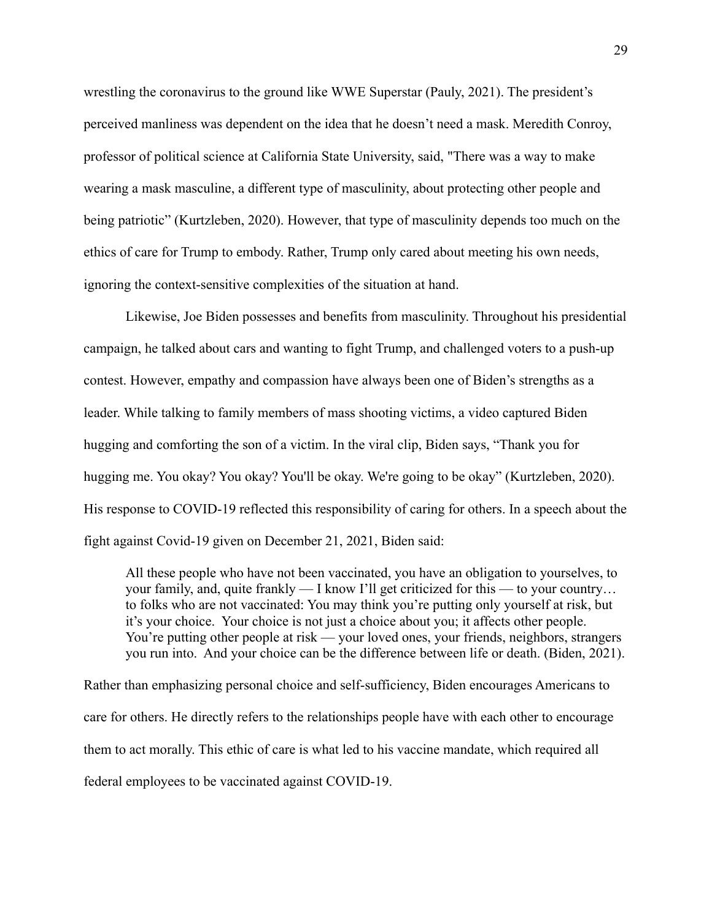wrestling the coronavirus to the ground like WWE Superstar (Pauly, 2021). The president's perceived manliness was dependent on the idea that he doesn't need a mask. Meredith Conroy, professor of political science at California State University, said, "There was a way to make wearing a mask masculine, a different type of masculinity, about protecting other people and being patriotic" (Kurtzleben, 2020). However, that type of masculinity depends too much on the ethics of care for Trump to embody. Rather, Trump only cared about meeting his own needs, ignoring the context-sensitive complexities of the situation at hand.

Likewise, Joe Biden possesses and benefits from masculinity. Throughout his presidential campaign, he talked about cars and wanting to fight Trump, and challenged voters to a push-up contest. However, empathy and compassion have always been one of Biden's strengths as a leader. While talking to family members of mass shooting victims, a video captured Biden hugging and comforting the son of a victim. In the viral clip, Biden says, "Thank you for hugging me. You okay? You okay? You'll be okay. We're going to be okay" (Kurtzleben, 2020). His response to COVID-19 reflected this responsibility of caring for others. In a speech about the fight against Covid-19 given on December 21, 2021, Biden said:

> All these people who have not been vaccinated, you have an obligation to yourselves, to your family, and, quite frankly — I know I'll get criticized for this — to your country… to folks who are not vaccinated: You may think you're putting only yourself at risk, but it's your choice. Your choice is not just a choice about you; it affects other people. You're putting other people at risk — your loved ones, your friends, neighbors, strangers you run into. And your choice can be the difference between life or death. (Biden, 2021).

Rather than emphasizing personal choice and self-sufficiency, Biden encourages Americans to care for others. He directly refers to the relationships people have with each other to encourage them to act morally. This ethic of care is what led to his vaccine mandate, which required all federal employees to be vaccinated against COVID-19.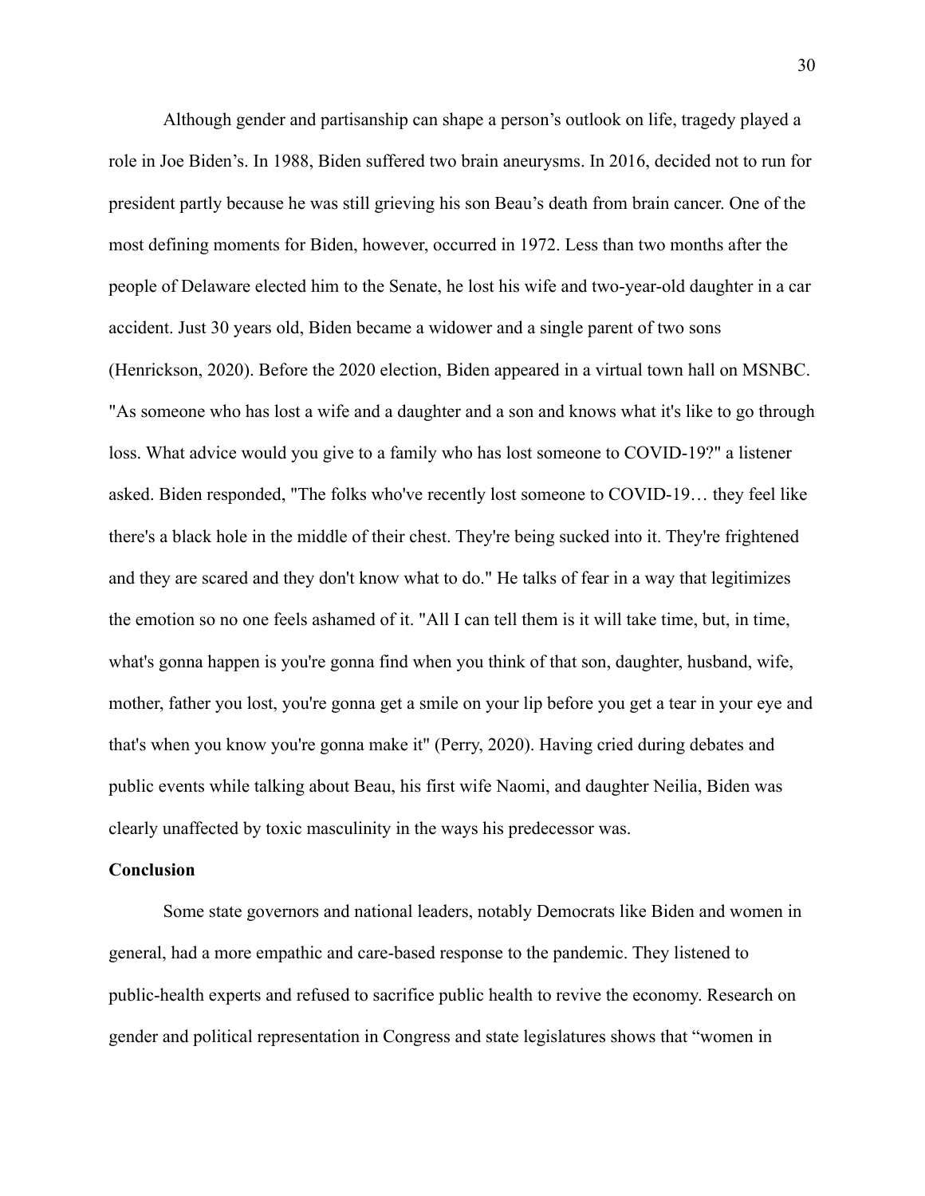Although gender and partisanship can shape a person's outlook on life, tragedy played a role in Joe Biden's. In 1988, Biden suffered two brain aneurysms. In 2016, decided not to run for president partly because he was still grieving his son Beau's death from brain cancer. One of the most defining moments for Biden, however, occurred in 1972. Less than two months after the people of Delaware elected him to the Senate, he lost his wife and two-year-old daughter in a car accident. Just 30 years old, Biden became a widower and a single parent of two sons (Henrickson, 2020). Before the 2020 election, Biden appeared in a virtual town hall on MSNBC. "As someone who has lost a wife and a daughter and a son and knows what it's like to go through loss. What advice would you give to a family who has lost someone to COVID-19?" a listener asked. Biden responded, "The folks who've recently lost someone to COVID-19… they feel like there's a black hole in the middle of their chest. They're being sucked into it. They're frightened and they are scared and they don't know what to do." He talks of fear in a way that legitimizes the emotion so no one feels ashamed of it. "All I can tell them is it will take time, but, in time, what's gonna happen is you're gonna find when you think of that son, daughter, husband, wife, mother, father you lost, you're gonna get a smile on your lip before you get a tear in your eye and that's when you know you're gonna make it" (Perry, 2020). Having cried during debates and public events while talking about Beau, his first wife Naomi, and daughter Neilia, Biden was clearly unaffected by toxic masculinity in the ways his predecessor was.

## Conclusion

Some state governors and national leaders, notably Democrats like Biden and women in general, had a more empathic and care-based response to the pandemic. They listened to public-health experts and refused to sacrifice public health to revive the economy. Research on gender and political representation in Congress and state legislatures shows that "women in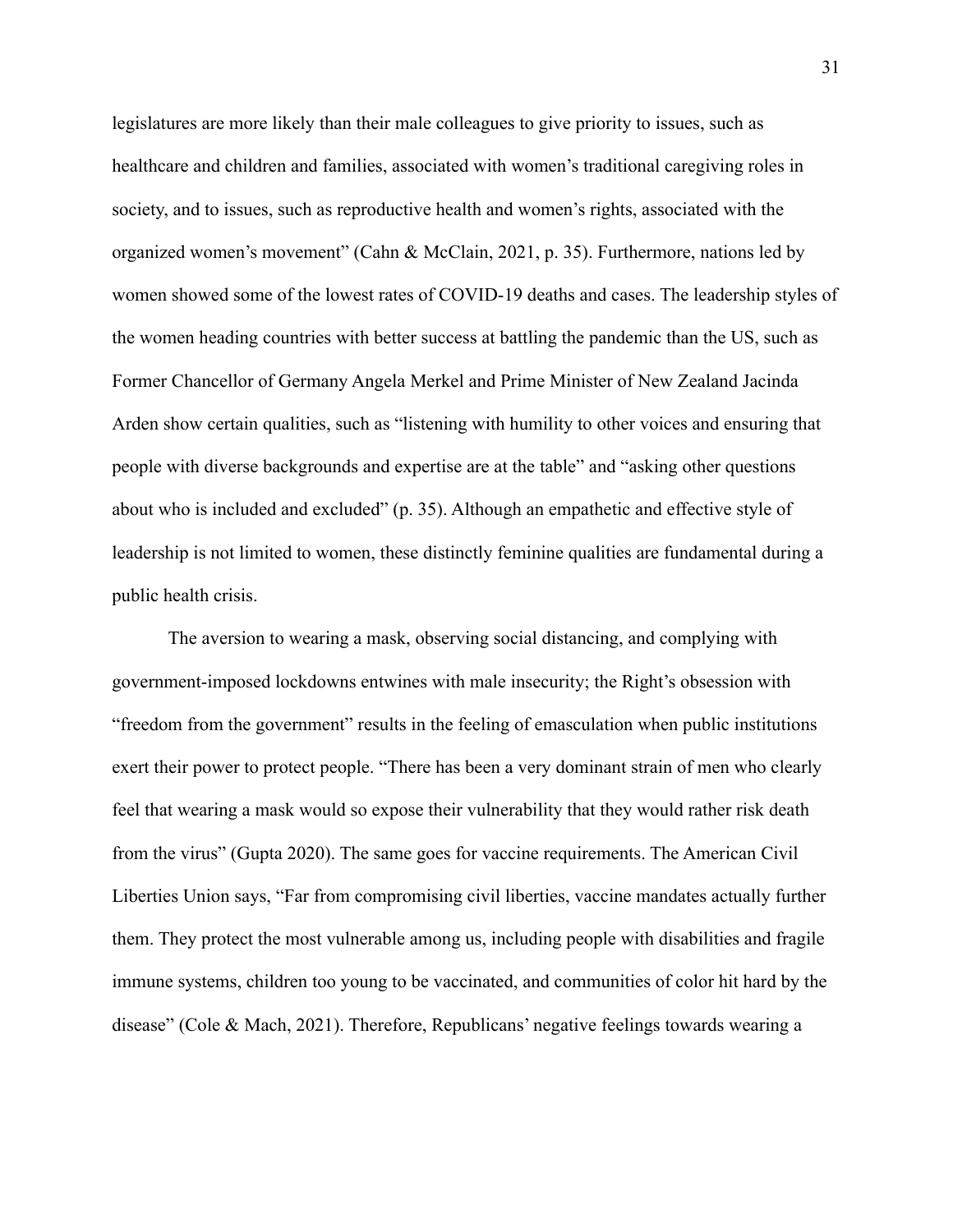legislatures are more likely than their male colleagues to give priority to issues, such as healthcare and children and families, associated with women's traditional caregiving roles in society, and to issues, such as reproductive health and women's rights, associated with the organized women's movement" (Cahn & McClain, 2021, p. 35). Furthermore, nations led by women showed some of the lowest rates of COVID-19 deaths and cases. The leadership styles of the women heading countries with better success at battling the pandemic than the US, such as Former Chancellor of Germany Angela Merkel and Prime Minister of New Zealand Jacinda Arden show certain qualities, such as "listening with humility to other voices and ensuring that people with diverse backgrounds and expertise are at the table" and "asking other questions about who is included and excluded" (p. 35). Although an empathetic and effective style of leadership is not limited to women, these distinctly feminine qualities are fundamental during a public health crisis.

The aversion to wearing a mask, observing social distancing, and complying with government-imposed lockdowns entwines with male insecurity; the Right's obsession with "freedom from the government" results in the feeling of emasculation when public institutions exert their power to protect people. "There has been a very dominant strain of men who clearly feel that wearing a mask would so expose their vulnerability that they would rather risk death from the virus" (Gupta 2020). The same goes for vaccine requirements. The American Civil Liberties Union says, "Far from compromising civil liberties, vaccine mandates actually further them. They protect the most vulnerable among us, including people with disabilities and fragile immune systems, children too young to be vaccinated, and communities of color hit hard by the disease" (Cole & Mach, 2021). Therefore, Republicans' negative feelings towards wearing a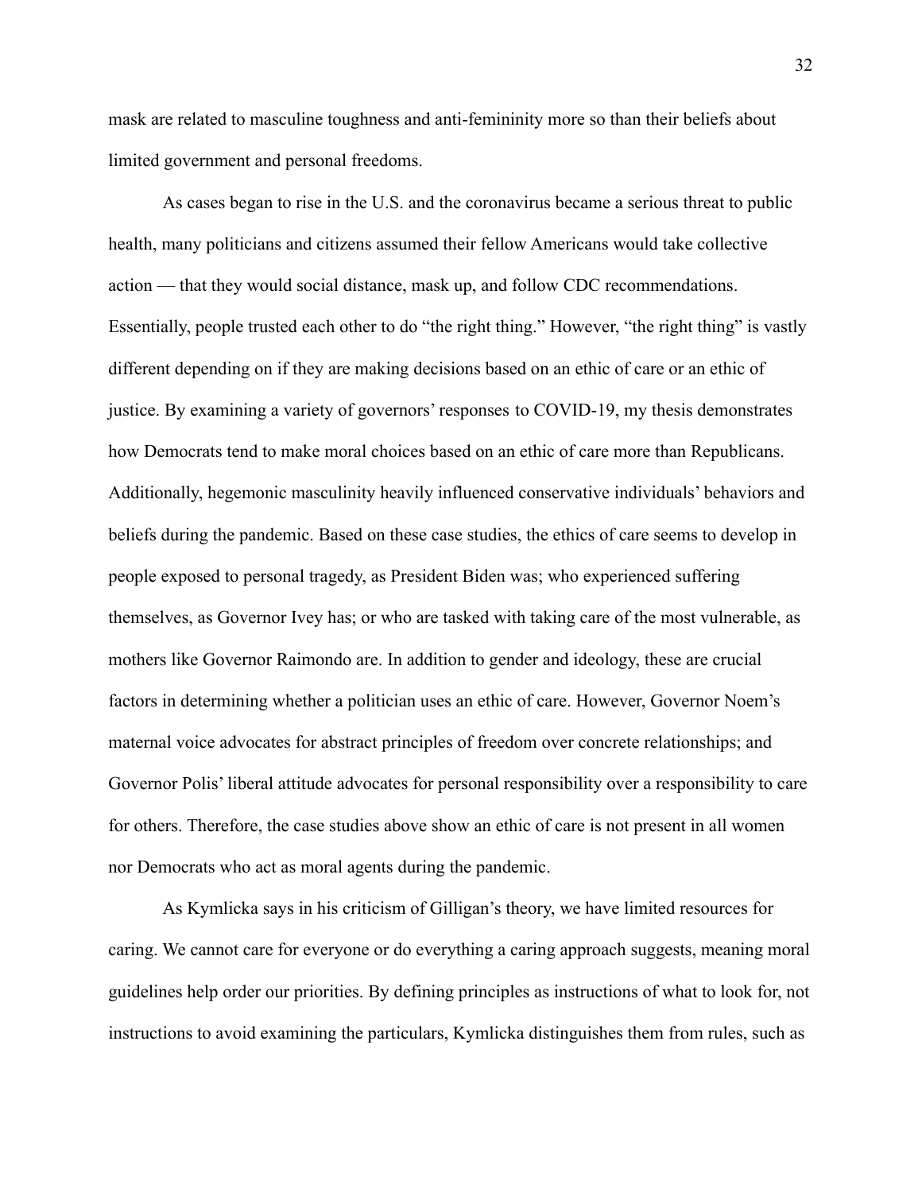mask are related to masculine toughness and anti-femininity more so than their beliefs about limited government and personal freedoms.

As cases began to rise in the U.S. and the coronavirus became a serious threat to public health, many politicians and citizens assumed their fellow Americans would take collective action — that they would social distance, mask up, and follow CDC recommendations. Essentially, people trusted each other to do "the right thing." However, "the right thing" is vastly different depending on if they are making decisions based on an ethic of care or an ethic of justice. By examining a variety of governors' responses to COVID-19, my thesis demonstrates how Democrats tend to make moral choices based on an ethic of care more than Republicans. Additionally, hegemonic masculinity heavily influenced conservative individuals' behaviors and beliefs during the pandemic. Based on these case studies, the ethics of care seems to develop in people exposed to personal tragedy, as President Biden was; who experienced suffering themselves, as Governor Ivey has; or who are tasked with taking care of the most vulnerable, as mothers like Governor Raimondo are. In addition to gender and ideology, these are crucial factors in determining whether a politician uses an ethic of care. However, Governor Noem's maternal voice advocates for abstract principles of freedom over concrete relationships; and Governor Polis' liberal attitude advocates for personal responsibility over a responsibility to care for others. Therefore, the case studies above show an ethic of care is not present in all women nor Democrats who act as moral agents during the pandemic.

As Kymlicka says in his criticism of Gilligan's theory, we have limited resources for caring. We cannot care for everyone or do everything a caring approach suggests, meaning moral guidelines help order our priorities. By defining principles as instructions of what to look for, not instructions to avoid examining the particulars, Kymlicka distinguishes them from rules, such as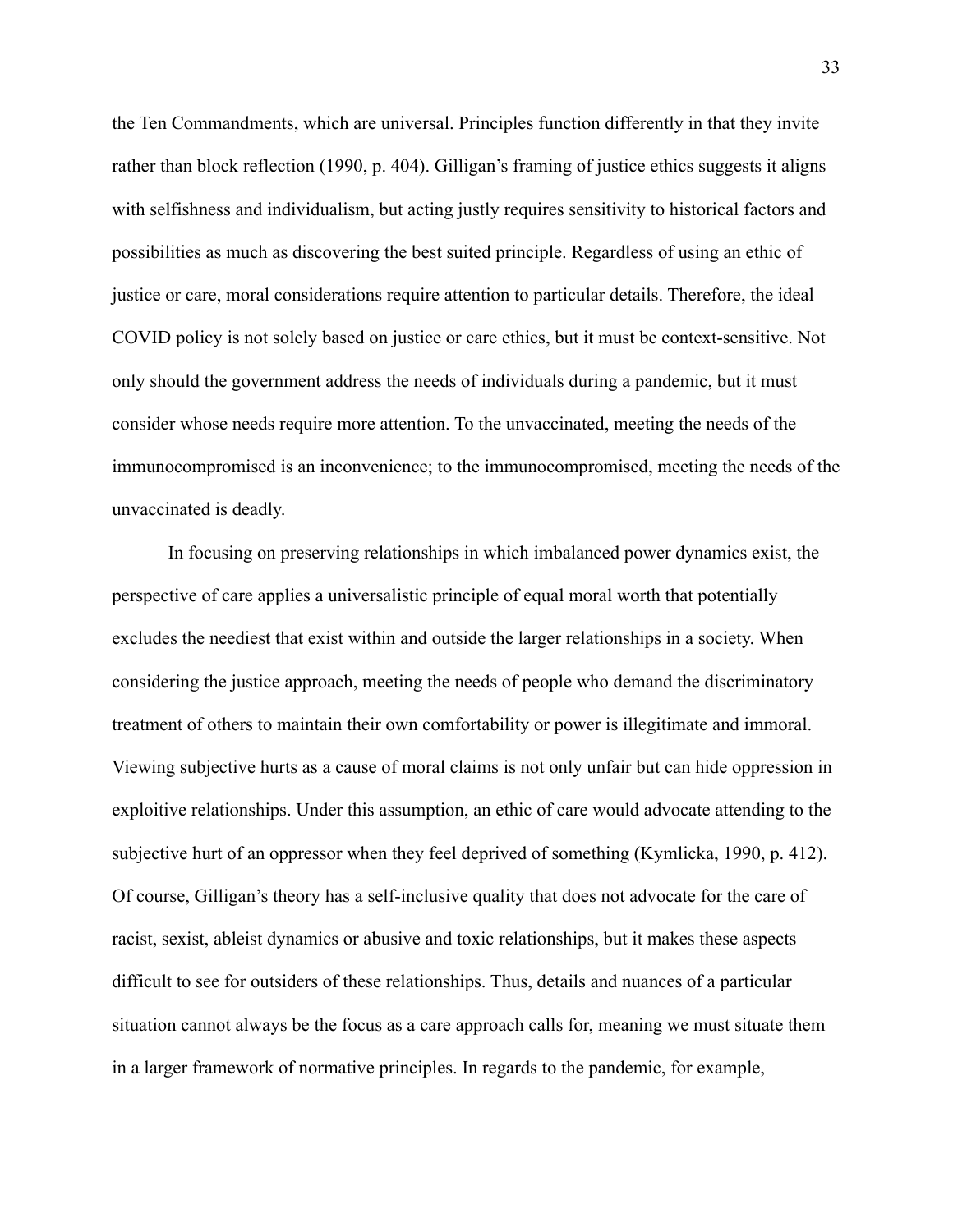the Ten Commandments, which are universal. Principles function differently in that they invite rather than block reflection (1990, p. 404). Gilligan's framing of justice ethics suggests it aligns with selfishness and individualism, but acting justly requires sensitivity to historical factors and possibilities as much as discovering the best suited principle. Regardless of using an ethic of justice or care, moral considerations require attention to particular details. Therefore, the ideal COVID policy is not solely based on justice or care ethics, but it must be context-sensitive. Not only should the government address the needs of individuals during a pandemic, but it must consider whose needs require more attention. To the unvaccinated, meeting the needs of the immunocompromised is an inconvenience; to the immunocompromised, meeting the needs of the unvaccinated is deadly.

In focusing on preserving relationships in which imbalanced power dynamics exist, the perspective of care applies a universalistic principle of equal moral worth that potentially excludes the neediest that exist within and outside the larger relationships in a society. When considering the justice approach, meeting the needs of people who demand the discriminatory treatment of others to maintain their own comfortability or power is illegitimate and immoral. Viewing subjective hurts as a cause of moral claims is not only unfair but can hide oppression in exploitive relationships. Under this assumption, an ethic of care would advocate attending to the subjective hurt of an oppressor when they feel deprived of something (Kymlicka, 1990, p. 412). Of course, Gilligan's theory has a self-inclusive quality that does not advocate for the care of racist, sexist, ableist dynamics or abusive and toxic relationships, but it makes these aspects difficult to see for outsiders of these relationships. Thus, details and nuances of a particular situation cannot always be the focus as a care approach calls for, meaning we must situate them in a larger framework of normative principles. In regards to the pandemic, for example,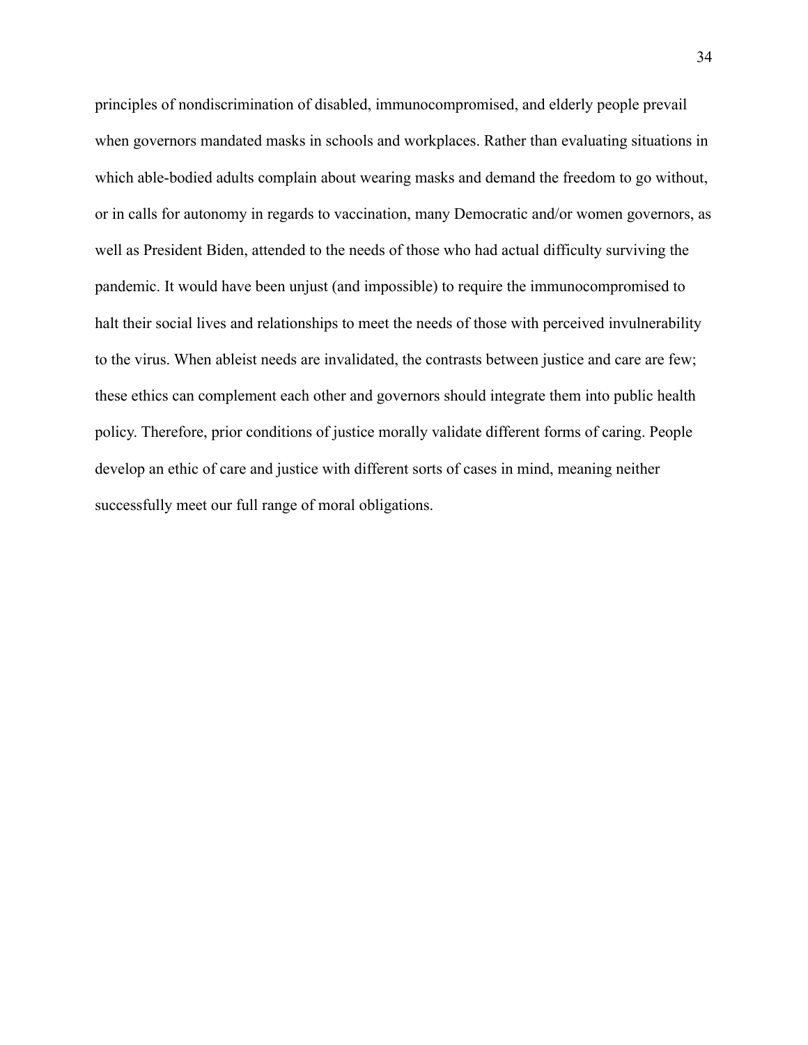principles of nondiscrimination of disabled, immunocompromised, and elderly people prevail when governors mandated masks in schools and workplaces. Rather than evaluating situations in which able-bodied adults complain about wearing masks and demand the freedom to go without, or in calls for autonomy in regards to vaccination, many Democratic and/or women governors, as well as President Biden, attended to the needs of those who had actual difficulty surviving the pandemic. It would have been unjust (and impossible) to require the immunocompromised to halt their social lives and relationships to meet the needs of those with perceived invulnerability to the virus. When ableist needs are invalidated, the contrasts between justice and care are few; these ethics can complement each other and governors should integrate them into public health policy. Therefore, prior conditions of justice morally validate different forms of caring. People develop an ethic of care and justice with different sorts of cases in mind, meaning neither successfully meet our full range of moral obligations.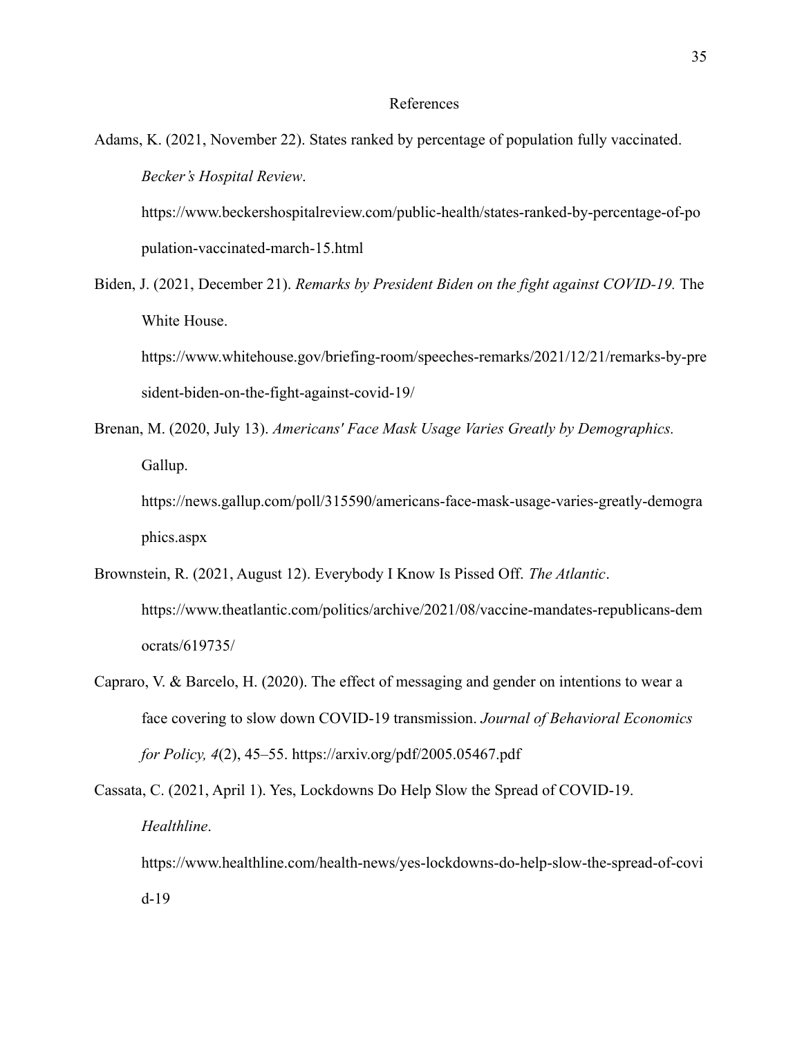# References

Adams, K. (2021, November 22). States ranked by percentage of population fully vaccinated. *Becker's Hospital Review*. https://www.beckershospitalreview.com/public-health/states-ranked-by-percentage-of-population-vaccinated-march-15.html

Biden, J. (2021, December 21). *Remarks by President Biden on the fight against COVID-19.* The White House. https://www.whitehouse.gov/briefing-room/speeches-remarks/2021/12/21/remarks-by-president-biden-on-the-fight-against-covid-19/

Brenan, M. (2020, July 13). *Americans' Face Mask Usage Varies Greatly by Demographics.* Gallup. https://news.gallup.com/poll/315590/americans-face-mask-usage-varies-greatly-demographics.aspx

Brownstein, R. (2021, August 12). Everybody I Know Is Pissed Off. *The Atlantic*. https://www.theatlantic.com/politics/archive/2021/08/vaccine-mandates-republicans-democrats/619735/

Capraro, V. & Barcelo, H. (2020). The effect of messaging and gender on intentions to wear a face covering to slow down COVID-19 transmission. *Journal of Behavioral Economics for Policy, 4*(2), 45–55. https://arxiv.org/pdf/2005.05467.pdf

Cassata, C. (2021, April 1). Yes, Lockdowns Do Help Slow the Spread of COVID-19. *Healthline*. https://www.healthline.com/health-news/yes-lockdowns-do-help-slow-the-spread-of-covid-19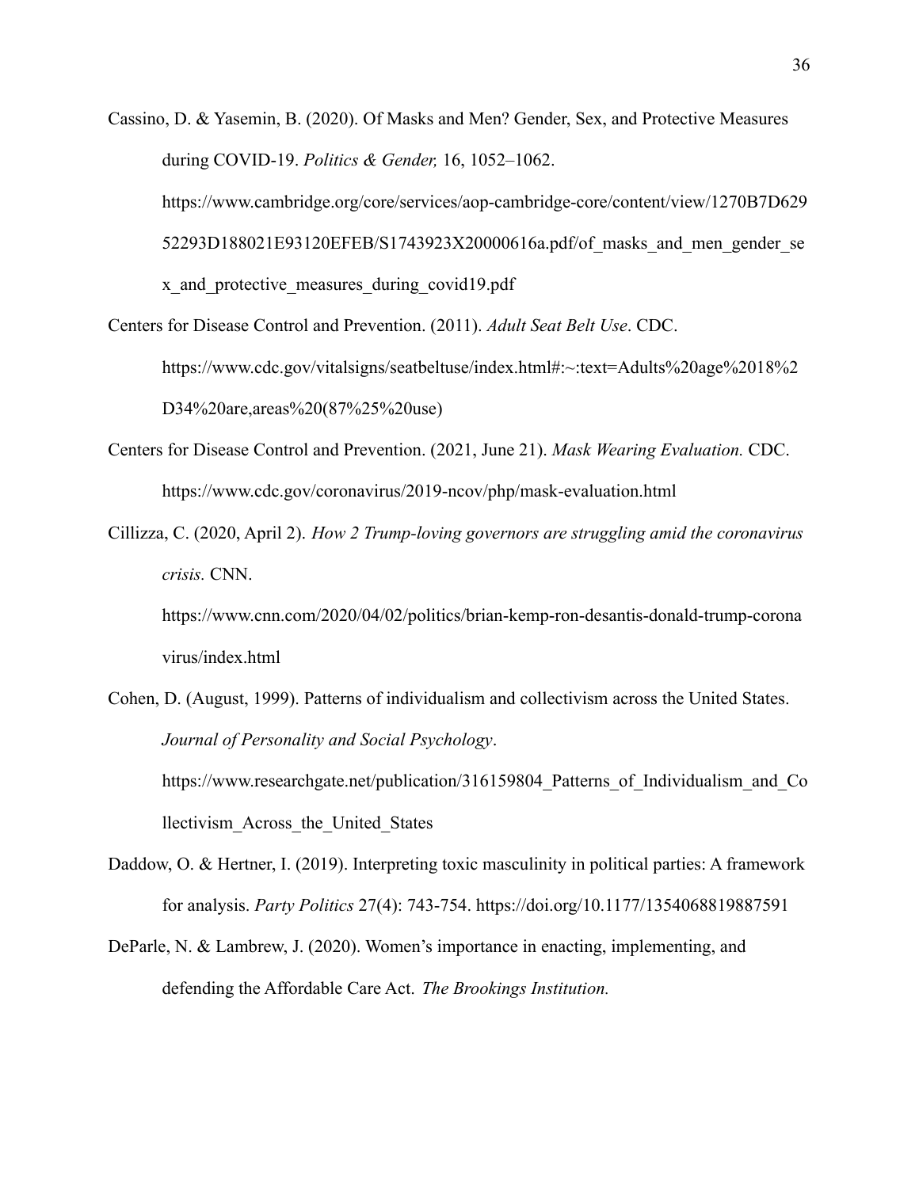Cassino, D. & Yasemin, B. (2020). Of Masks and Men? Gender, Sex, and Protective Measures during COVID-19. *Politics & Gender,* 16, 1052–1062. https://www.cambridge.org/core/services/aop-cambridge-core/content/view/1270B7D62952293D188021E93120EFEB/S1743923X20000616a.pdf/of_masks_and_men_gender_sex_and_protective_measures_during_covid19.pdf

Centers for Disease Control and Prevention. (2011). *Adult Seat Belt Use*. CDC. https://www.cdc.gov/vitalsigns/seatbeltuse/index.html#:~:text=Adults%20age%2018%2D34%20are,areas%20(87%25%20use)

Centers for Disease Control and Prevention. (2021, June 21). *Mask Wearing Evaluation.* CDC. https://www.cdc.gov/coronavirus/2019-ncov/php/mask-evaluation.html

Cillizza, C. (2020, April 2). *How 2 Trump-loving governors are struggling amid the coronavirus crisis.* CNN. https://www.cnn.com/2020/04/02/politics/brian-kemp-ron-desantis-donald-trump-coronavirus/index.html

Cohen, D. (August, 1999). Patterns of individualism and collectivism across the United States. *Journal of Personality and Social Psychology*. https://www.researchgate.net/publication/316159804_Patterns_of_Individualism_and_Collectivism_Across_the_United_States

Daddow, O. & Hertner, I. (2019). Interpreting toxic masculinity in political parties: A framework for analysis. *Party Politics* 27(4): 743-754. https://doi.org/10.1177/1354068819887591

DeParle, N. & Lambrew, J. (2020). Women's importance in enacting, implementing, and defending the Affordable Care Act. *The Brookings Institution.*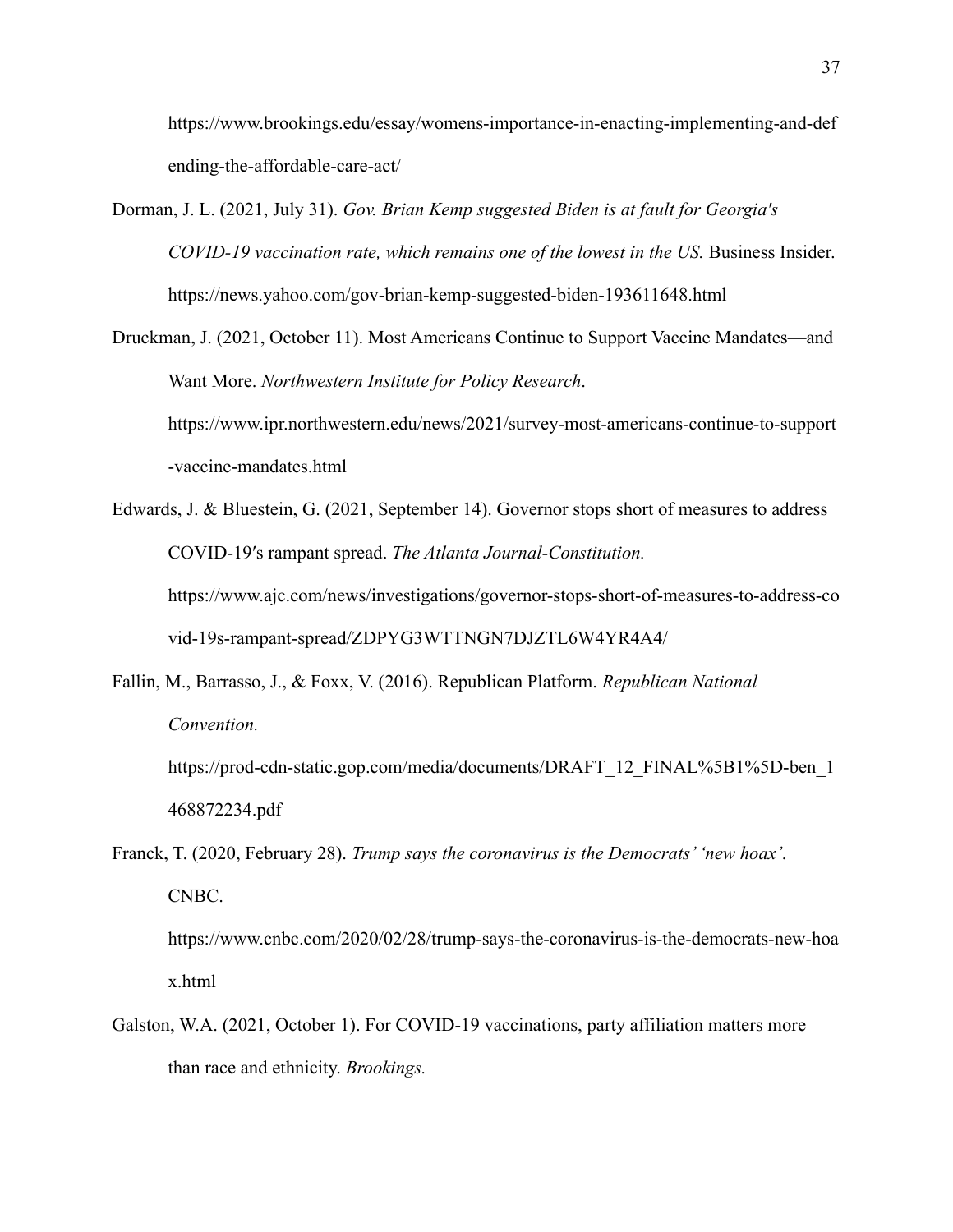https://www.brookings.edu/essay/womens-importance-in-enacting-implementing-and-defending-the-affordable-care-act/

Dorman, J. L. (2021, July 31). *Gov. Brian Kemp suggested Biden is at fault for Georgia's COVID-19 vaccination rate, which remains one of the lowest in the US.* Business Insider. https://news.yahoo.com/gov-brian-kemp-suggested-biden-193611648.html

Druckman, J. (2021, October 11). Most Americans Continue to Support Vaccine Mandates—and Want More. *Northwestern Institute for Policy Research*. https://www.ipr.northwestern.edu/news/2021/survey-most-americans-continue-to-support-vaccine-mandates.html

Edwards, J. & Bluestein, G. (2021, September 14). Governor stops short of measures to address COVID-19′s rampant spread. *The Atlanta Journal-Constitution.* https://www.ajc.com/news/investigations/governor-stops-short-of-measures-to-address-covid-19s-rampant-spread/ZDPYG3WTTNGN7DJZTL6W4YR4A4/

Fallin, M., Barrasso, J., & Foxx, V. (2016). Republican Platform. *Republican National Convention.* https://prod-cdn-static.gop.com/media/documents/DRAFT_12_FINAL%5B1%5D-ben_1468872234.pdf

Franck, T. (2020, February 28). *Trump says the coronavirus is the Democrats' 'new hoax'.* CNBC. https://www.cnbc.com/2020/02/28/trump-says-the-coronavirus-is-the-democrats-new-hoax.html

Galston, W.A. (2021, October 1). For COVID-19 vaccinations, party affiliation matters more than race and ethnicity. *Brookings.*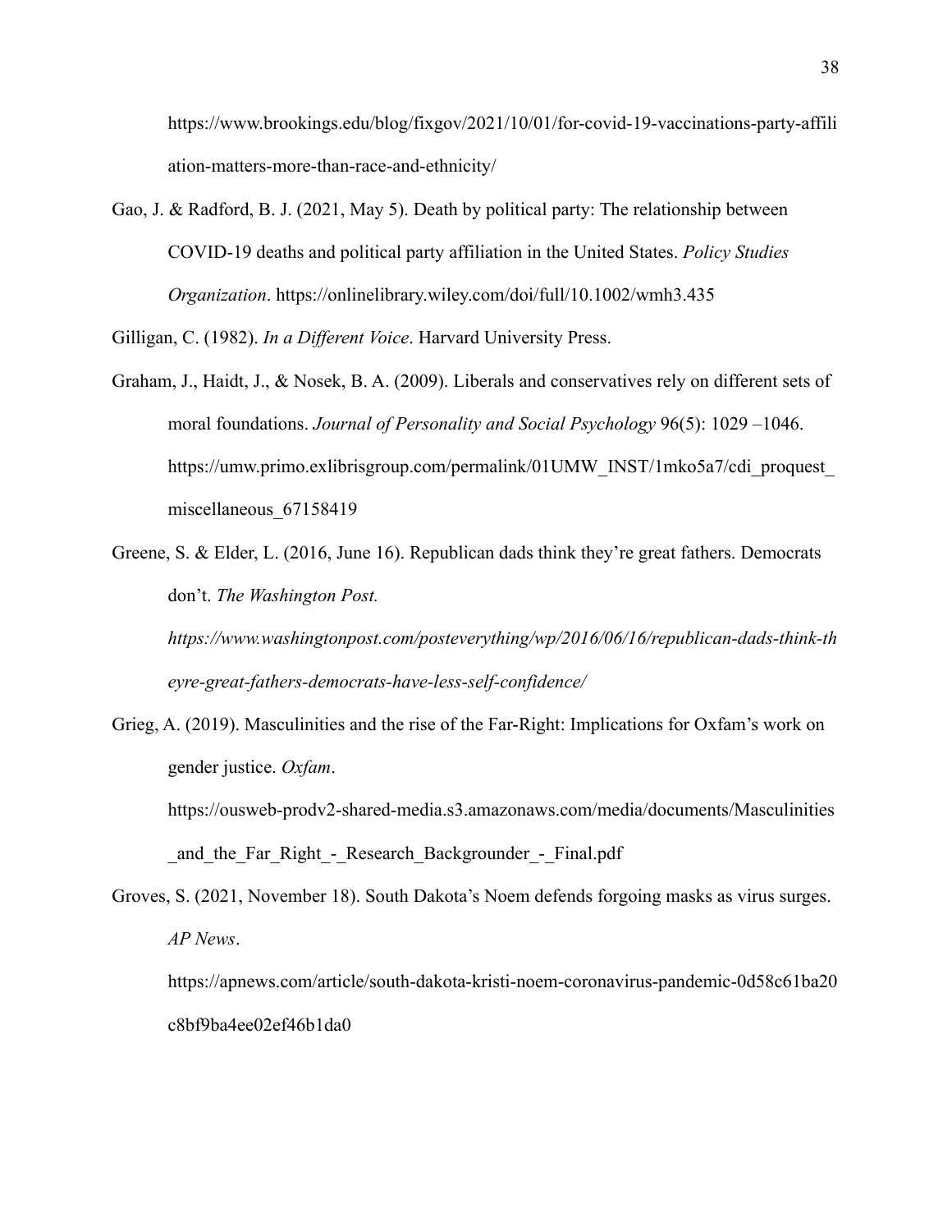https://www.brookings.edu/blog/fixgov/2021/10/01/for-covid-19-vaccinations-party-affiliation-matters-more-than-race-and-ethnicity/

Gao, J. & Radford, B. J. (2021, May 5). Death by political party: The relationship between COVID-19 deaths and political party affiliation in the United States. *Policy Studies Organization*. https://onlinelibrary.wiley.com/doi/full/10.1002/wmh3.435

Gilligan, C. (1982). *In a Different Voice*. Harvard University Press.

Graham, J., Haidt, J., & Nosek, B. A. (2009). Liberals and conservatives rely on different sets of moral foundations. *Journal of Personality and Social Psychology* 96(5): 1029 –1046. https://umw.primo.exlibrisgroup.com/permalink/01UMW_INST/1mko5a7/cdi_proquest_miscellaneous_67158419

Greene, S. & Elder, L. (2016, June 16). Republican dads think they're great fathers. Democrats don't. *The Washington Post. https://www.washingtonpost.com/posteverything/wp/2016/06/16/republican-dads-think-theyre-great-fathers-democrats-have-less-self-confidence/*

Grieg, A. (2019). Masculinities and the rise of the Far-Right: Implications for Oxfam's work on gender justice. *Oxfam*. https://ousweb-prodv2-shared-media.s3.amazonaws.com/media/documents/Masculinities_and_the_Far_Right_-_Research_Backgrounder_-_Final.pdf

Groves, S. (2021, November 18). South Dakota's Noem defends forgoing masks as virus surges. *AP News*. https://apnews.com/article/south-dakota-kristi-noem-coronavirus-pandemic-0d58c61ba20c8bf9ba4ee02ef46b1da0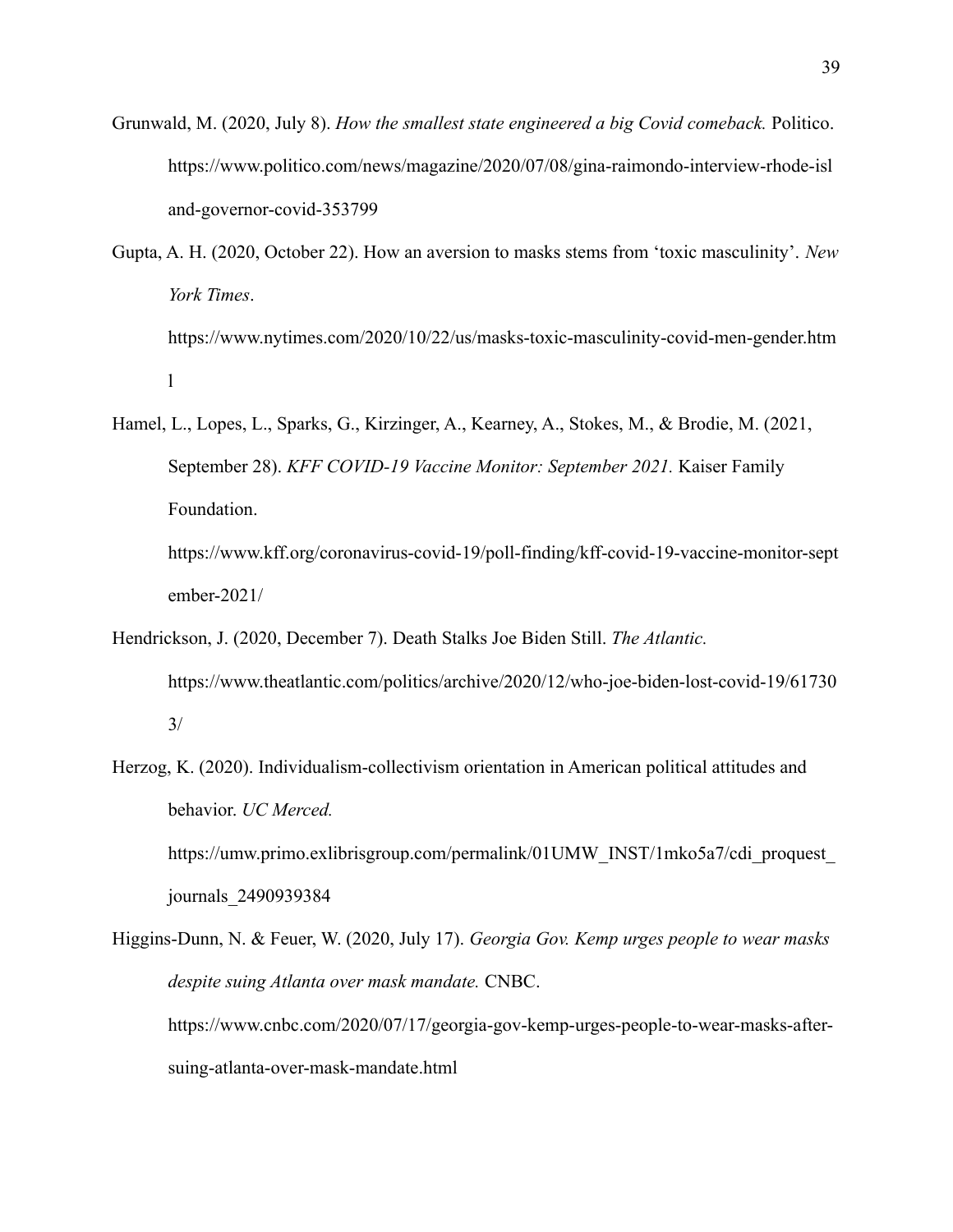Grunwald, M. (2020, July 8). *How the smallest state engineered a big Covid comeback.* Politico. https://www.politico.com/news/magazine/2020/07/08/gina-raimondo-interview-rhode-island-governor-covid-353799

Gupta, A. H. (2020, October 22). How an aversion to masks stems from 'toxic masculinity'. *New York Times*. https://www.nytimes.com/2020/10/22/us/masks-toxic-masculinity-covid-men-gender.html

Hamel, L., Lopes, L., Sparks, G., Kirzinger, A., Kearney, A., Stokes, M., & Brodie, M. (2021, September 28). *KFF COVID-19 Vaccine Monitor: September 2021.* Kaiser Family Foundation. https://www.kff.org/coronavirus-covid-19/poll-finding/kff-covid-19-vaccine-monitor-september-2021/

Hendrickson, J. (2020, December 7). Death Stalks Joe Biden Still. *The Atlantic.* https://www.theatlantic.com/politics/archive/2020/12/who-joe-biden-lost-covid-19/617303/

Herzog, K. (2020). Individualism-collectivism orientation in American political attitudes and behavior. *UC Merced.* https://umw.primo.exlibrisgroup.com/permalink/01UMW_INST/1mko5a7/cdi_proquest_journals_2490939384

Higgins-Dunn, N. & Feuer, W. (2020, July 17). *Georgia Gov. Kemp urges people to wear masks despite suing Atlanta over mask mandate.* CNBC. https://www.cnbc.com/2020/07/17/georgia-gov-kemp-urges-people-to-wear-masks-after-suing-atlanta-over-mask-mandate.html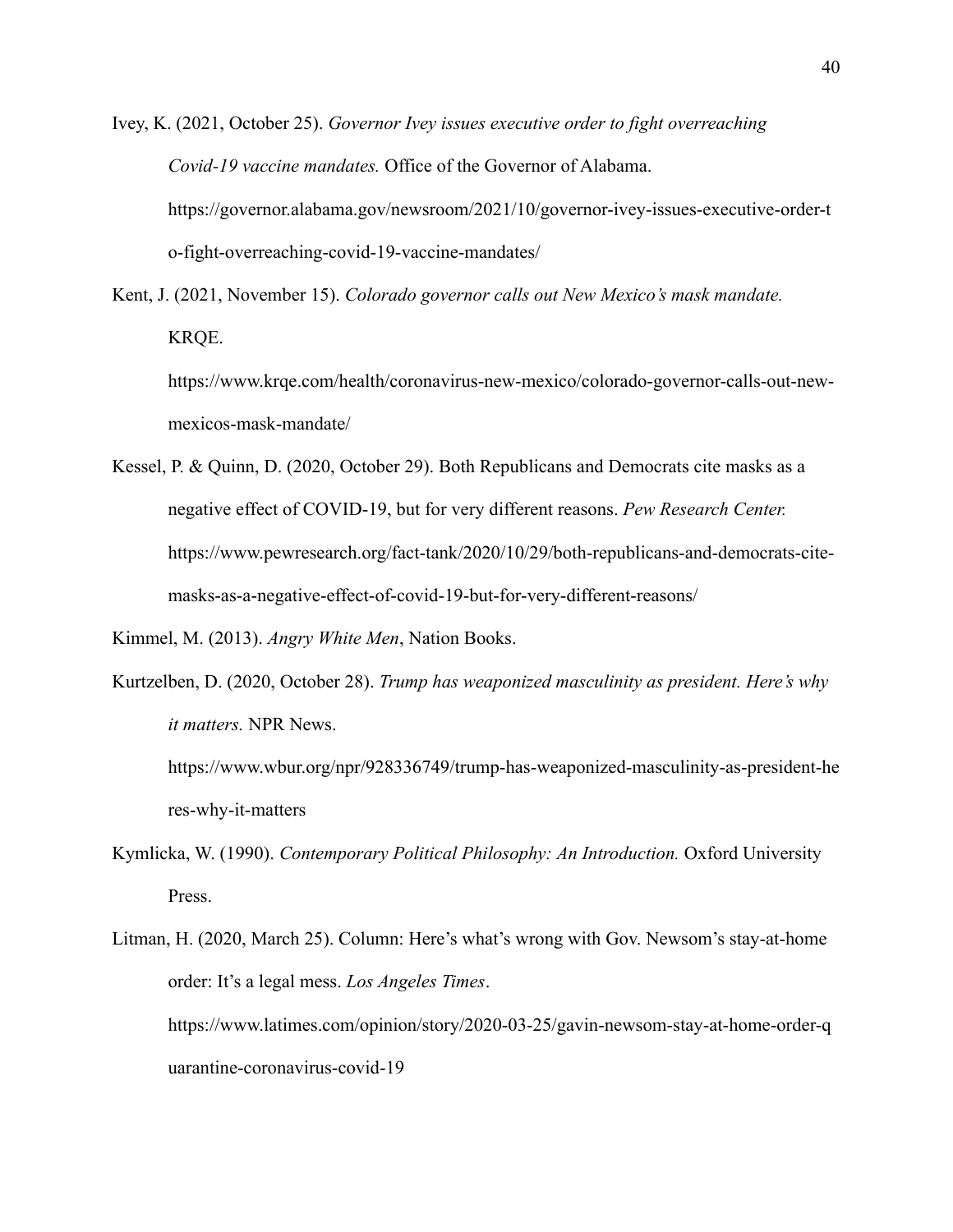Ivey, K. (2021, October 25). *Governor Ivey issues executive order to fight overreaching Covid-19 vaccine mandates.* Office of the Governor of Alabama. https://governor.alabama.gov/newsroom/2021/10/governor-ivey-issues-executive-order-to-fight-overreaching-covid-19-vaccine-mandates/

Kent, J. (2021, November 15). *Colorado governor calls out New Mexico's mask mandate.* KRQE. https://www.krqe.com/health/coronavirus-new-mexico/colorado-governor-calls-out-new-mexicos-mask-mandate/

Kessel, P. & Quinn, D. (2020, October 29). Both Republicans and Democrats cite masks as a negative effect of COVID-19, but for very different reasons. *Pew Research Center.* https://www.pewresearch.org/fact-tank/2020/10/29/both-republicans-and-democrats-cite-masks-as-a-negative-effect-of-covid-19-but-for-very-different-reasons/

Kimmel, M. (2013). *Angry White Men*, Nation Books.

Kurtzelben, D. (2020, October 28). *Trump has weaponized masculinity as president. Here's why it matters.* NPR News. https://www.wbur.org/npr/928336749/trump-has-weaponized-masculinity-as-president-heres-why-it-matters

Kymlicka, W. (1990). *Contemporary Political Philosophy: An Introduction.* Oxford University Press.

Litman, H. (2020, March 25). Column: Here's what's wrong with Gov. Newsom's stay-at-home order: It's a legal mess. *Los Angeles Times*. https://www.latimes.com/opinion/story/2020-03-25/gavin-newsom-stay-at-home-order-quarantine-coronavirus-covid-19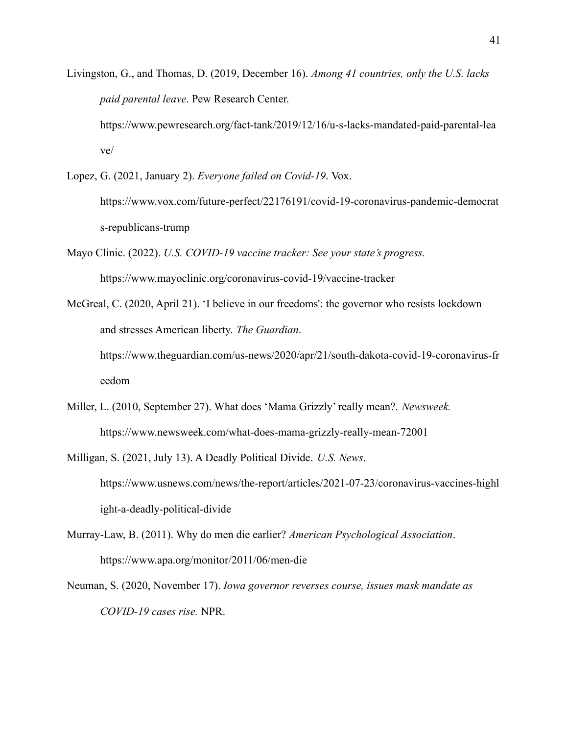Livingston, G., and Thomas, D. (2019, December 16). *Among 41 countries, only the U.S. lacks paid parental leave*. Pew Research Center. https://www.pewresearch.org/fact-tank/2019/12/16/u-s-lacks-mandated-paid-parental-leave/

Lopez, G. (2021, January 2). *Everyone failed on Covid-19*. Vox. https://www.vox.com/future-perfect/22176191/covid-19-coronavirus-pandemic-democrats-republicans-trump

Mayo Clinic. (2022). *U.S. COVID-19 vaccine tracker: See your state's progress.* https://www.mayoclinic.org/coronavirus-covid-19/vaccine-tracker

McGreal, C. (2020, April 21). 'I believe in our freedoms': the governor who resists lockdown and stresses American liberty. *The Guardian*. https://www.theguardian.com/us-news/2020/apr/21/south-dakota-covid-19-coronavirus-freedom

Miller, L. (2010, September 27). What does 'Mama Grizzly' really mean?. *Newsweek.* https://www.newsweek.com/what-does-mama-grizzly-really-mean-72001

Milligan, S. (2021, July 13). A Deadly Political Divide. *U.S. News*. https://www.usnews.com/news/the-report/articles/2021-07-23/coronavirus-vaccines-highlight-a-deadly-political-divide

Murray-Law, B. (2011). Why do men die earlier? *American Psychological Association*. https://www.apa.org/monitor/2011/06/men-die

Neuman, S. (2020, November 17). *Iowa governor reverses course, issues mask mandate as COVID-19 cases rise.* NPR.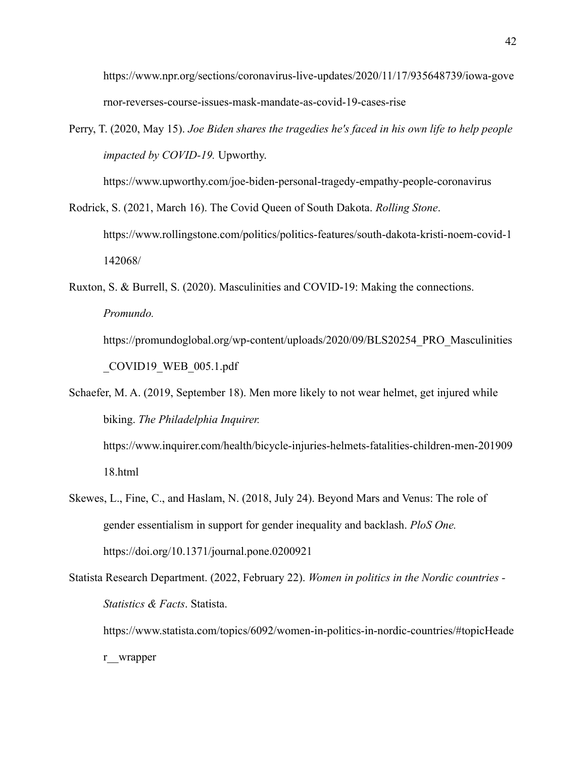https://www.npr.org/sections/coronavirus-live-updates/2020/11/17/935648739/iowa-governor-reverses-course-issues-mask-mandate-as-covid-19-cases-rise

Perry, T. (2020, May 15). *Joe Biden shares the tragedies he's faced in his own life to help people impacted by COVID-19.* Upworthy. https://www.upworthy.com/joe-biden-personal-tragedy-empathy-people-coronavirus

Rodrick, S. (2021, March 16). The Covid Queen of South Dakota. *Rolling Stone*. https://www.rollingstone.com/politics/politics-features/south-dakota-kristi-noem-covid-1142068/

Ruxton, S. & Burrell, S. (2020). Masculinities and COVID-19: Making the connections. *Promundo.* https://promundoglobal.org/wp-content/uploads/2020/09/BLS20254_PRO_Masculinities_COVID19_WEB_005.1.pdf

Schaefer, M. A. (2019, September 18). Men more likely to not wear helmet, get injured while biking. *The Philadelphia Inquirer.* https://www.inquirer.com/health/bicycle-injuries-helmets-fatalities-children-men-20190918.html

Skewes, L., Fine, C., and Haslam, N. (2018, July 24). Beyond Mars and Venus: The role of gender essentialism in support for gender inequality and backlash. *PloS One.* https://doi.org/10.1371/journal.pone.0200921

Statista Research Department. (2022, February 22). *Women in politics in the Nordic countries - Statistics & Facts*. Statista. https://www.statista.com/topics/6092/women-in-politics-in-nordic-countries/#topicHeader__wrapper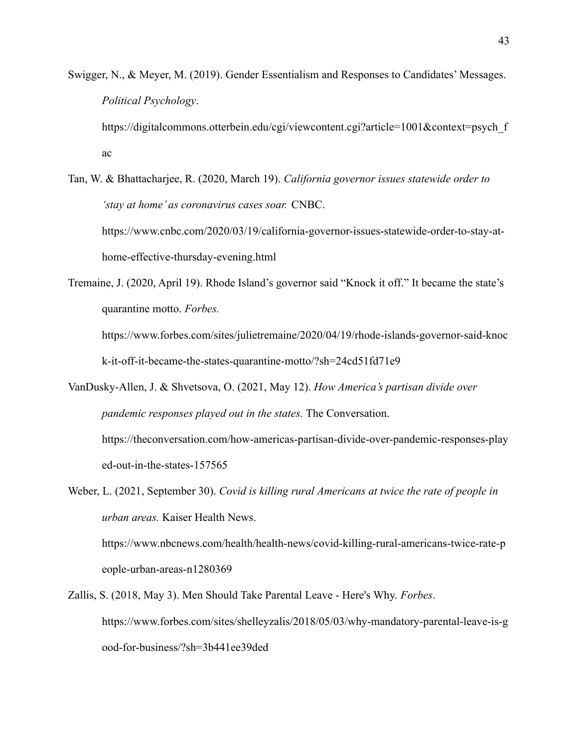Swigger, N., & Meyer, M. (2019). Gender Essentialism and Responses to Candidates' Messages. *Political Psychology*. https://digitalcommons.otterbein.edu/cgi/viewcontent.cgi?article=1001&context=psych_fac

Tan, W. & Bhattacharjee, R. (2020, March 19). *California governor issues statewide order to 'stay at home' as coronavirus cases soar.* CNBC. https://www.cnbc.com/2020/03/19/california-governor-issues-statewide-order-to-stay-at-home-effective-thursday-evening.html

Tremaine, J. (2020, April 19). Rhode Island's governor said "Knock it off." It became the state's quarantine motto. *Forbes.* https://www.forbes.com/sites/julietremaine/2020/04/19/rhode-islands-governor-said-knock-it-off-it-became-the-states-quarantine-motto/?sh=24cd51fd71e9

VanDusky-Allen, J. & Shvetsova, O. (2021, May 12). *How America's partisan divide over pandemic responses played out in the states.* The Conversation. https://theconversation.com/how-americas-partisan-divide-over-pandemic-responses-played-out-in-the-states-157565

Weber, L. (2021, September 30). *Covid is killing rural Americans at twice the rate of people in urban areas.* Kaiser Health News. https://www.nbcnews.com/health/health-news/covid-killing-rural-americans-twice-rate-people-urban-areas-n1280369

Zallis, S. (2018, May 3). Men Should Take Parental Leave - Here's Why. *Forbes*. https://www.forbes.com/sites/shelleyzalis/2018/05/03/why-mandatory-parental-leave-is-good-for-business/?sh=3b441ee39ded